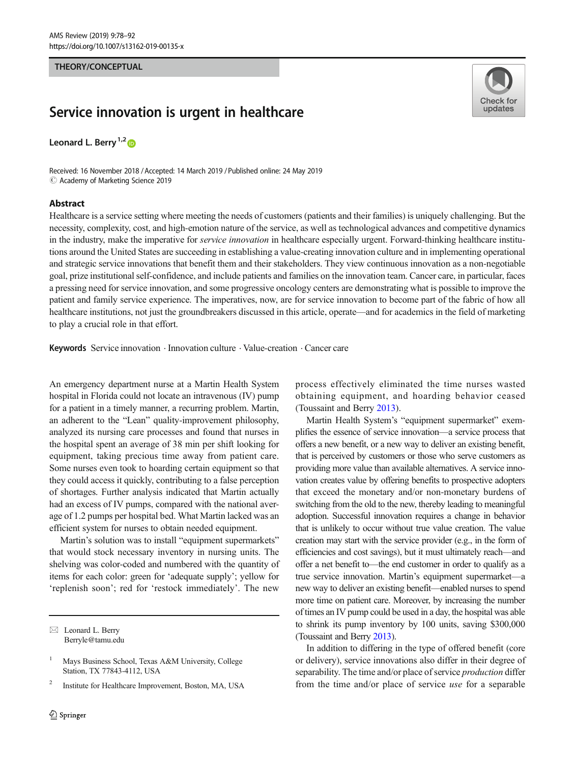THEORY/CONCEPTUAL

# Service innovation is urgent in healthcare

**Leonard L. Berry**[1,2]

Received: 16 November 2018 / Accepted: 14 March 2019 / Published online: 24 May 2019
© Academy of Marketing Science 2019

## Abstract

Healthcare is a service setting where meeting the needs of customers (patients and their families) is uniquely challenging. But the necessity, complexity, cost, and high-emotion nature of the service, as well as technological advances and competitive dynamics in the industry, make the imperative for *service innovation* in healthcare especially urgent. Forward-thinking healthcare institutions around the United States are succeeding in establishing a value-creating innovation culture and in implementing operational and strategic service innovations that benefit them and their stakeholders. They view continuous innovation as a non-negotiable goal, prize institutional self-confidence, and include patients and families on the innovation team. Cancer care, in particular, faces a pressing need for service innovation, and some progressive oncology centers are demonstrating what is possible to improve the patient and family service experience. The imperatives, now, are for service innovation to become part of the fabric of how all healthcare institutions, not just the groundbreakers discussed in this article, operate—and for academics in the field of marketing to play a crucial role in that effort.

**Keywords** Service innovation · Innovation culture · Value-creation · Cancer care

An emergency department nurse at a Martin Health System hospital in Florida could not locate an intravenous (IV) pump for a patient in a timely manner, a recurring problem. Martin, an adherent to the "Lean" quality-improvement philosophy, analyzed its nursing care processes and found that nurses in the hospital spent an average of 38 min per shift looking for equipment, taking precious time away from patient care. Some nurses even took to hoarding certain equipment so that they could access it quickly, contributing to a false perception of shortages. Further analysis indicated that Martin actually had an excess of IV pumps, compared with the national average of 1.2 pumps per hospital bed. What Martin lacked was an efficient system for nurses to obtain needed equipment.

Martin's solution was to install "equipment supermarkets" that would stock necessary inventory in nursing units. The shelving was color-coded and numbered with the quantity of items for each color: green for 'adequate supply'; yellow for 'replenish soon'; red for 'restock immediately'. The new process effectively eliminated the time nurses wasted obtaining equipment, and hoarding behavior ceased (Toussaint and Berry 2013).

Martin Health System's "equipment supermarket" exemplifies the essence of service innovation—a service process that offers a new benefit, or a new way to deliver an existing benefit, that is perceived by customers or those who serve customers as providing more value than available alternatives. A service innovation creates value by offering benefits to prospective adopters that exceed the monetary and/or non-monetary burdens of switching from the old to the new, thereby leading to meaningful adoption. Successful innovation requires a change in behavior that is unlikely to occur without true value creation. The value creation may start with the service provider (e.g., in the form of efficiencies and cost savings), but it must ultimately reach—and offer a net benefit to—the end customer in order to qualify as a true service innovation. Martin's equipment supermarket—a new way to deliver an existing benefit—enabled nurses to spend more time on patient care. Moreover, by increasing the number of times an IV pump could be used in a day, the hospital was able to shrink its pump inventory by 100 units, saving $300,000 (Toussaint and Berry 2013).

In addition to differing in the type of offered benefit (core or delivery), service innovations also differ in their degree of separability. The time and/or place of service *production* differ from the time and/or place of service *use* for a separable

---

✉ Leonard L. Berry
Berryle@tamu.edu

[1] Mays Business School, Texas A&M University, College Station, TX 77843-4112, USA

[2] Institute for Healthcare Improvement, Boston, MA, USA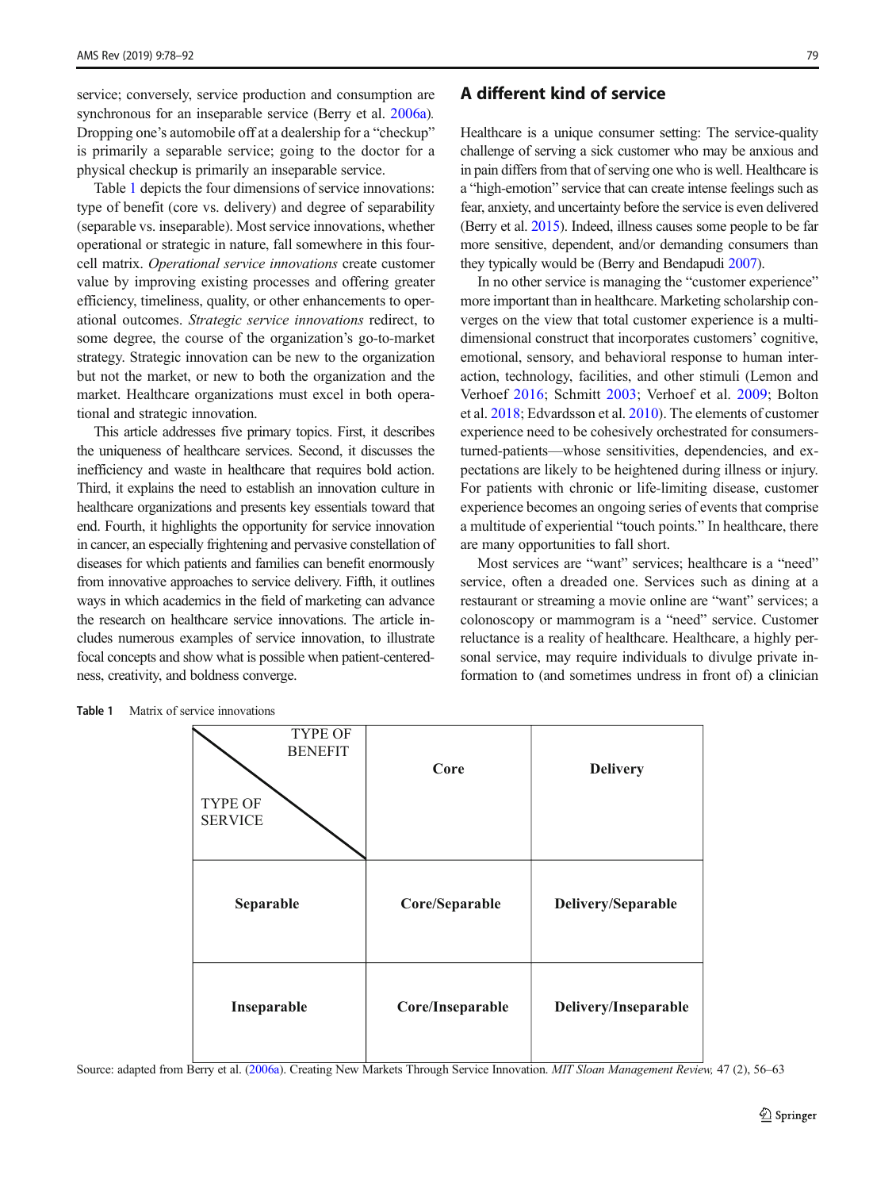service; conversely, service production and consumption are synchronous for an inseparable service (Berry et al. 2006a). Dropping one's automobile off at a dealership for a "checkup" is primarily a separable service; going to the doctor for a physical checkup is primarily an inseparable service.

Table 1 depicts the four dimensions of service innovations: type of benefit (core vs. delivery) and degree of separability (separable vs. inseparable). Most service innovations, whether operational or strategic in nature, fall somewhere in this four-cell matrix. *Operational service innovations* create customer value by improving existing processes and offering greater efficiency, timeliness, quality, or other enhancements to operational outcomes. *Strategic service innovations* redirect, to some degree, the course of the organization's go-to-market strategy. Strategic innovation can be new to the organization but not the market, or new to both the organization and the market. Healthcare organizations must excel in both operational and strategic innovation.

This article addresses five primary topics. First, it describes the uniqueness of healthcare services. Second, it discusses the inefficiency and waste in healthcare that requires bold action. Third, it explains the need to establish an innovation culture in healthcare organizations and presents key essentials toward that end. Fourth, it highlights the opportunity for service innovation in cancer, an especially frightening and pervasive constellation of diseases for which patients and families can benefit enormously from innovative approaches to service delivery. Fifth, it outlines ways in which academics in the field of marketing can advance the research on healthcare service innovations. The article includes numerous examples of service innovation, to illustrate focal concepts and show what is possible when patient-centeredness, creativity, and boldness converge.

## A different kind of service

Healthcare is a unique consumer setting: The service-quality challenge of serving a sick customer who may be anxious and in pain differs from that of serving one who is well. Healthcare is a "high-emotion" service that can create intense feelings such as fear, anxiety, and uncertainty before the service is even delivered (Berry et al. 2015). Indeed, illness causes some people to be far more sensitive, dependent, and/or demanding consumers than they typically would be (Berry and Bendapudi 2007).

In no other service is managing the "customer experience" more important than in healthcare. Marketing scholarship converges on the view that total customer experience is a multidimensional construct that incorporates customers' cognitive, emotional, sensory, and behavioral response to human interaction, technology, facilities, and other stimuli (Lemon and Verhoef 2016; Schmitt 2003; Verhoef et al. 2009; Bolton et al. 2018; Edvardsson et al. 2010). The elements of customer experience need to be cohesively orchestrated for consumers-turned-patients—whose sensitivities, dependencies, and expectations are likely to be heightened during illness or injury. For patients with chronic or life-limiting disease, customer experience becomes an ongoing series of events that comprise a multitude of experiential "touch points." In healthcare, there are many opportunities to fall short.

Most services are "want" services; healthcare is a "need" service, often a dreaded one. Services such as dining at a restaurant or streaming a movie online are "want" services; a colonoscopy or mammogram is a "need" service. Customer reluctance is a reality of healthcare. Healthcare, a highly personal service, may require individuals to divulge private information to (and sometimes undress in front of) a clinician

**Table 1** Matrix of service innovations

| TYPE OF SERVICE \ TYPE OF BENEFIT | Core | Delivery |
|---|---|---|
| **Separable** | **Core/Separable** | **Delivery/Separable** |
| **Inseparable** | **Core/Inseparable** | **Delivery/Inseparable** |

Source: adapted from Berry et al. (2006a). Creating New Markets Through Service Innovation. *MIT Sloan Management Review,* 47 (2), 56–63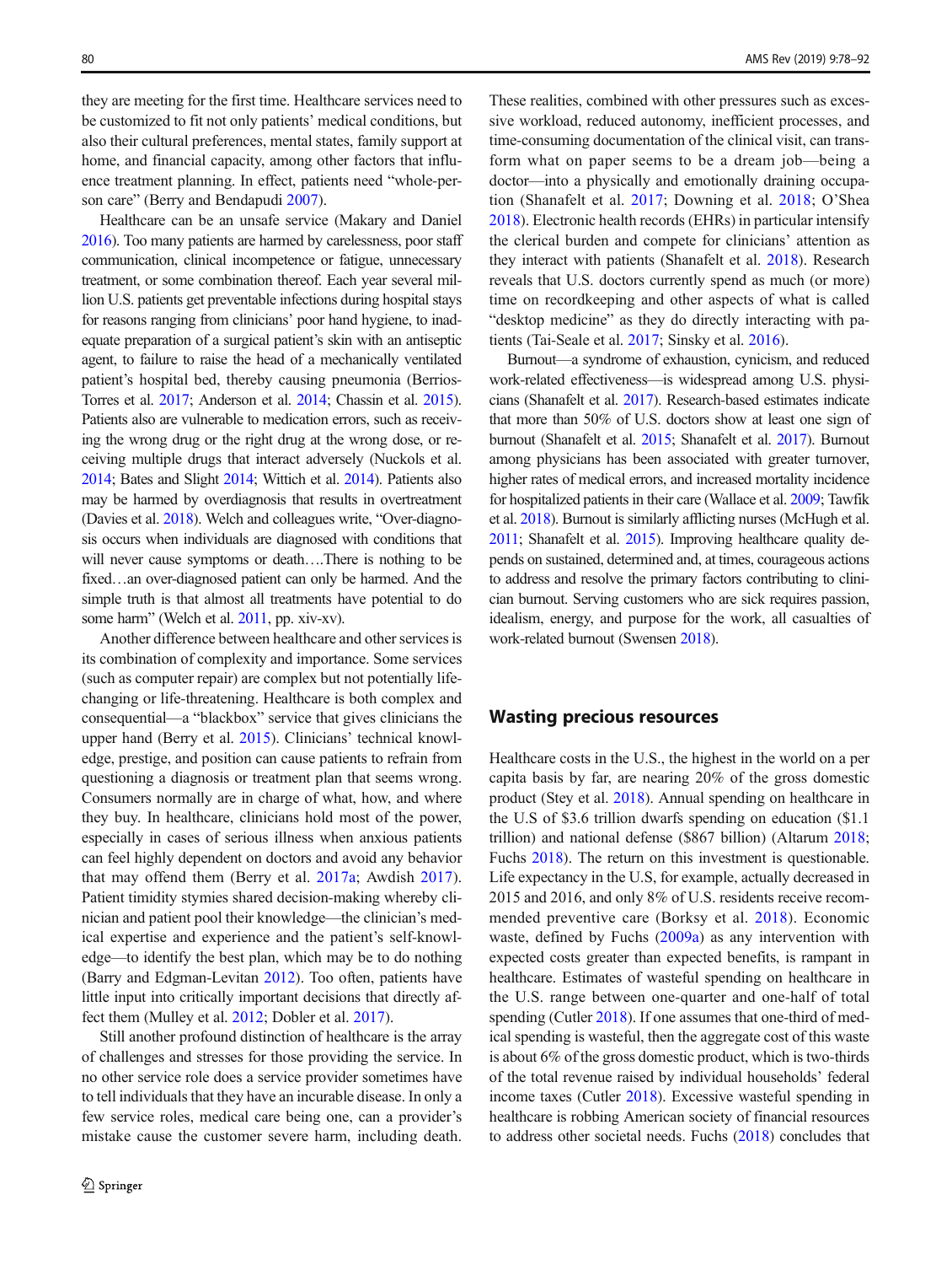they are meeting for the first time. Healthcare services need to be customized to fit not only patients' medical conditions, but also their cultural preferences, mental states, family support at home, and financial capacity, among other factors that influence treatment planning. In effect, patients need "whole-person care" (Berry and Bendapudi 2007).

Healthcare can be an unsafe service (Makary and Daniel 2016). Too many patients are harmed by carelessness, poor staff communication, clinical incompetence or fatigue, unnecessary treatment, or some combination thereof. Each year several million U.S. patients get preventable infections during hospital stays for reasons ranging from clinicians' poor hand hygiene, to inadequate preparation of a surgical patient's skin with an antiseptic agent, to failure to raise the head of a mechanically ventilated patient's hospital bed, thereby causing pneumonia (Berrios-Torres et al. 2017; Anderson et al. 2014; Chassin et al. 2015). Patients also are vulnerable to medication errors, such as receiving the wrong drug or the right drug at the wrong dose, or receiving multiple drugs that interact adversely (Nuckols et al. 2014; Bates and Slight 2014; Wittich et al. 2014). Patients also may be harmed by overdiagnosis that results in overtreatment (Davies et al. 2018). Welch and colleagues write, "Over-diagnosis occurs when individuals are diagnosed with conditions that will never cause symptoms or death….There is nothing to be fixed…an over-diagnosed patient can only be harmed. And the simple truth is that almost all treatments have potential to do some harm" (Welch et al. 2011, pp. xiv-xv).

Another difference between healthcare and other services is its combination of complexity and importance. Some services (such as computer repair) are complex but not potentially life-changing or life-threatening. Healthcare is both complex and consequential—a "blackbox" service that gives clinicians the upper hand (Berry et al. 2015). Clinicians' technical knowledge, prestige, and position can cause patients to refrain from questioning a diagnosis or treatment plan that seems wrong. Consumers normally are in charge of what, how, and where they buy. In healthcare, clinicians hold most of the power, especially in cases of serious illness when anxious patients can feel highly dependent on doctors and avoid any behavior that may offend them (Berry et al. 2017a; Awdish 2017). Patient timidity stymies shared decision-making whereby clinician and patient pool their knowledge—the clinician's medical expertise and experience and the patient's self-knowledge—to identify the best plan, which may be to do nothing (Barry and Edgman-Levitan 2012). Too often, patients have little input into critically important decisions that directly affect them (Mulley et al. 2012; Dobler et al. 2017).

Still another profound distinction of healthcare is the array of challenges and stresses for those providing the service. In no other service role does a service provider sometimes have to tell individuals that they have an incurable disease. In only a few service roles, medical care being one, can a provider's mistake cause the customer severe harm, including death. These realities, combined with other pressures such as excessive workload, reduced autonomy, inefficient processes, and time-consuming documentation of the clinical visit, can transform what on paper seems to be a dream job—being a doctor—into a physically and emotionally draining occupation (Shanafelt et al. 2017; Downing et al. 2018; O'Shea 2018). Electronic health records (EHRs) in particular intensify the clerical burden and compete for clinicians' attention as they interact with patients (Shanafelt et al. 2018). Research reveals that U.S. doctors currently spend as much (or more) time on recordkeeping and other aspects of what is called "desktop medicine" as they do directly interacting with patients (Tai-Seale et al. 2017; Sinsky et al. 2016).

Burnout—a syndrome of exhaustion, cynicism, and reduced work-related effectiveness—is widespread among U.S. physicians (Shanafelt et al. 2017). Research-based estimates indicate that more than 50% of U.S. doctors show at least one sign of burnout (Shanafelt et al. 2015; Shanafelt et al. 2017). Burnout among physicians has been associated with greater turnover, higher rates of medical errors, and increased mortality incidence for hospitalized patients in their care (Wallace et al. 2009; Tawfik et al. 2018). Burnout is similarly afflicting nurses (McHugh et al. 2011; Shanafelt et al. 2015). Improving healthcare quality depends on sustained, determined and, at times, courageous actions to address and resolve the primary factors contributing to clinician burnout. Serving customers who are sick requires passion, idealism, energy, and purpose for the work, all casualties of work-related burnout (Swensen 2018).

## Wasting precious resources

Healthcare costs in the U.S., the highest in the world on a per capita basis by far, are nearing 20% of the gross domestic product (Stey et al. 2018). Annual spending on healthcare in the U.S of $3.6 trillion dwarfs spending on education ($1.1 trillion) and national defense ($867 billion) (Altarum 2018; Fuchs 2018). The return on this investment is questionable. Life expectancy in the U.S, for example, actually decreased in 2015 and 2016, and only 8% of U.S. residents receive recommended preventive care (Borksy et al. 2018). Economic waste, defined by Fuchs (2009a) as any intervention with expected costs greater than expected benefits, is rampant in healthcare. Estimates of wasteful spending on healthcare in the U.S. range between one-quarter and one-half of total spending (Cutler 2018). If one assumes that one-third of medical spending is wasteful, then the aggregate cost of this waste is about 6% of the gross domestic product, which is two-thirds of the total revenue raised by individual households' federal income taxes (Cutler 2018). Excessive wasteful spending in healthcare is robbing American society of financial resources to address other societal needs. Fuchs (2018) concludes that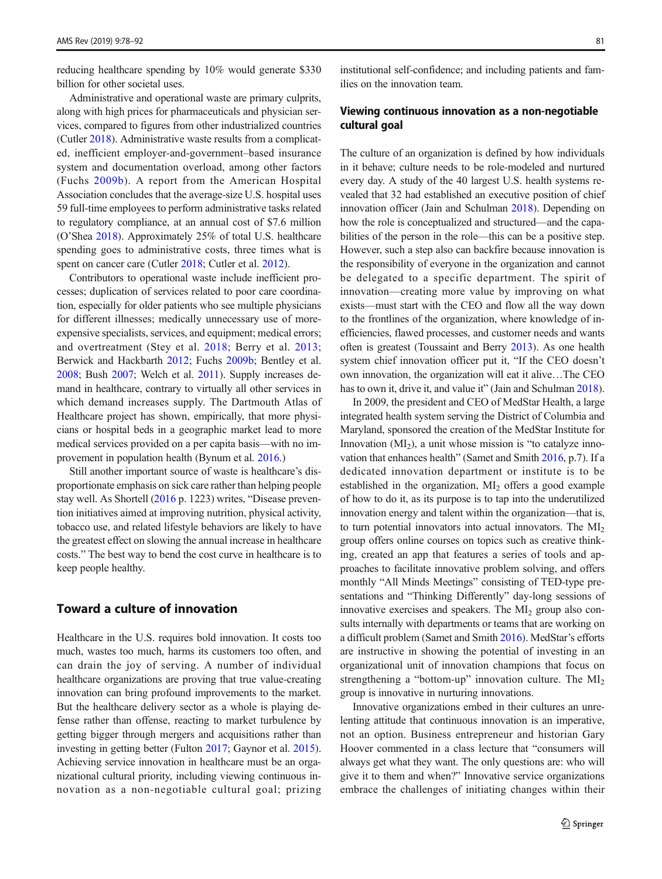reducing healthcare spending by 10% would generate $330 billion for other societal uses.

Administrative and operational waste are primary culprits, along with high prices for pharmaceuticals and physician services, compared to figures from other industrialized countries (Cutler 2018). Administrative waste results from a complicated, inefficient employer-and-government–based insurance system and documentation overload, among other factors (Fuchs 2009b). A report from the American Hospital Association concludes that the average-size U.S. hospital uses 59 full-time employees to perform administrative tasks related to regulatory compliance, at an annual cost of $7.6 million (O'Shea 2018). Approximately 25% of total U.S. healthcare spending goes to administrative costs, three times what is spent on cancer care (Cutler 2018; Cutler et al. 2012).

Contributors to operational waste include inefficient processes; duplication of services related to poor care coordination, especially for older patients who see multiple physicians for different illnesses; medically unnecessary use of more-expensive specialists, services, and equipment; medical errors; and overtreatment (Stey et al. 2018; Berry et al. 2013; Berwick and Hackbarth 2012; Fuchs 2009b; Bentley et al. 2008; Bush 2007; Welch et al. 2011). Supply increases demand in healthcare, contrary to virtually all other services in which demand increases supply. The Dartmouth Atlas of Healthcare project has shown, empirically, that more physicians or hospital beds in a geographic market lead to more medical services provided on a per capita basis—with no improvement in population health (Bynum et al. 2016.)

Still another important source of waste is healthcare's disproportionate emphasis on sick care rather than helping people stay well. As Shortell (2016 p. 1223) writes, "Disease prevention initiatives aimed at improving nutrition, physical activity, tobacco use, and related lifestyle behaviors are likely to have the greatest effect on slowing the annual increase in healthcare costs." The best way to bend the cost curve in healthcare is to keep people healthy.

## Toward a culture of innovation

Healthcare in the U.S. requires bold innovation. It costs too much, wastes too much, harms its customers too often, and can drain the joy of serving. A number of individual healthcare organizations are proving that true value-creating innovation can bring profound improvements to the market. But the healthcare delivery sector as a whole is playing defense rather than offense, reacting to market turbulence by getting bigger through mergers and acquisitions rather than investing in getting better (Fulton 2017; Gaynor et al. 2015). Achieving service innovation in healthcare must be an organizational cultural priority, including viewing continuous innovation as a non-negotiable cultural goal; prizing institutional self-confidence; and including patients and families on the innovation team.

### Viewing continuous innovation as a non-negotiable cultural goal

The culture of an organization is defined by how individuals in it behave; culture needs to be role-modeled and nurtured every day. A study of the 40 largest U.S. health systems revealed that 32 had established an executive position of chief innovation officer (Jain and Schulman 2018). Depending on how the role is conceptualized and structured—and the capabilities of the person in the role—this can be a positive step. However, such a step also can backfire because innovation is the responsibility of everyone in the organization and cannot be delegated to a specific department. The spirit of innovation—creating more value by improving on what exists—must start with the CEO and flow all the way down to the frontlines of the organization, where knowledge of inefficiencies, flawed processes, and customer needs and wants often is greatest (Toussaint and Berry 2013). As one health system chief innovation officer put it, "If the CEO doesn't own innovation, the organization will eat it alive…The CEO has to own it, drive it, and value it" (Jain and Schulman 2018).

In 2009, the president and CEO of MedStar Health, a large integrated health system serving the District of Columbia and Maryland, sponsored the creation of the MedStar Institute for Innovation ($MI_2$), a unit whose mission is "to catalyze innovation that enhances health" (Samet and Smith 2016, p.7). If a dedicated innovation department or institute is to be established in the organization, $MI_2$ offers a good example of how to do it, as its purpose is to tap into the underutilized innovation energy and talent within the organization—that is, to turn potential innovators into actual innovators. The $MI_2$ group offers online courses on topics such as creative thinking, created an app that features a series of tools and approaches to facilitate innovative problem solving, and offers monthly "All Minds Meetings" consisting of TED-type presentations and "Thinking Differently" day-long sessions of innovative exercises and speakers. The $MI_2$ group also consults internally with departments or teams that are working on a difficult problem (Samet and Smith 2016). MedStar's efforts are instructive in showing the potential of investing in an organizational unit of innovation champions that focus on strengthening a "bottom-up" innovation culture. The $MI_2$ group is innovative in nurturing innovations.

Innovative organizations embed in their cultures an unrelenting attitude that continuous innovation is an imperative, not an option. Business entrepreneur and historian Gary Hoover commented in a class lecture that "consumers will always get what they want. The only questions are: who will give it to them and when?" Innovative service organizations embrace the challenges of initiating changes within their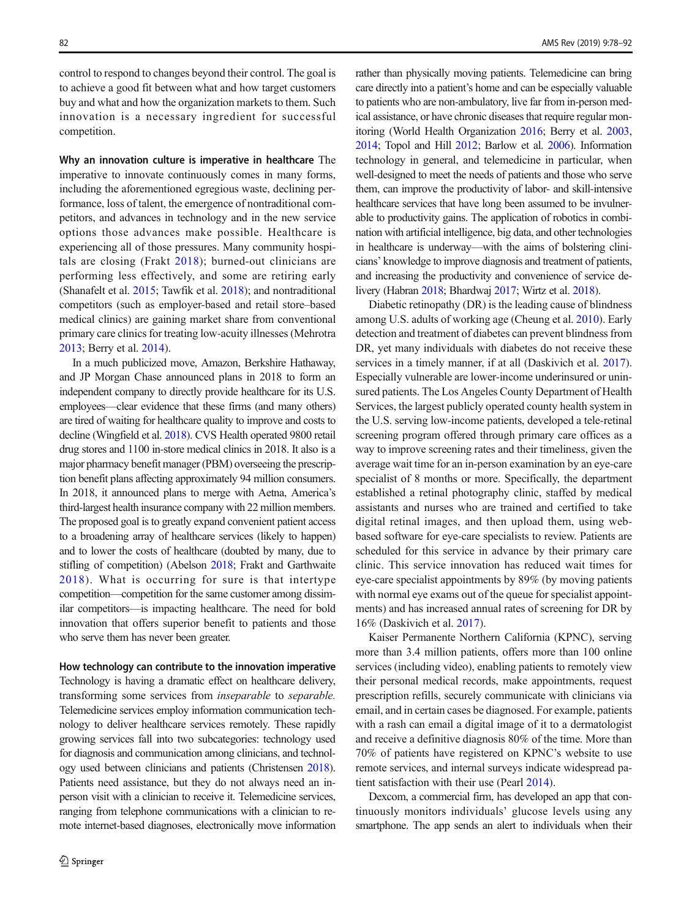control to respond to changes beyond their control. The goal is to achieve a good fit between what and how target customers buy and what and how the organization markets to them. Such innovation is a necessary ingredient for successful competition.

**Why an innovation culture is imperative in healthcare** The imperative to innovate continuously comes in many forms, including the aforementioned egregious waste, declining performance, loss of talent, the emergence of nontraditional competitors, and advances in technology and in the new service options those advances make possible. Healthcare is experiencing all of those pressures. Many community hospitals are closing (Frakt 2018); burned-out clinicians are performing less effectively, and some are retiring early (Shanafelt et al. 2015; Tawfik et al. 2018); and nontraditional competitors (such as employer-based and retail store–based medical clinics) are gaining market share from conventional primary care clinics for treating low-acuity illnesses (Mehrotra 2013; Berry et al. 2014).

In a much publicized move, Amazon, Berkshire Hathaway, and JP Morgan Chase announced plans in 2018 to form an independent company to directly provide healthcare for its U.S. employees—clear evidence that these firms (and many others) are tired of waiting for healthcare quality to improve and costs to decline (Wingfield et al. 2018). CVS Health operated 9800 retail drug stores and 1100 in-store medical clinics in 2018. It also is a major pharmacy benefit manager (PBM) overseeing the prescription benefit plans affecting approximately 94 million consumers. In 2018, it announced plans to merge with Aetna, America's third-largest health insurance company with 22 million members. The proposed goal is to greatly expand convenient patient access to a broadening array of healthcare services (likely to happen) and to lower the costs of healthcare (doubted by many, due to stifling of competition) (Abelson 2018; Frakt and Garthwaite 2018). What is occurring for sure is that intertype competition—competition for the same customer among dissimilar competitors—is impacting healthcare. The need for bold innovation that offers superior benefit to patients and those who serve them has never been greater.

**How technology can contribute to the innovation imperative** Technology is having a dramatic effect on healthcare delivery, transforming some services from *inseparable* to *separable.* Telemedicine services employ information communication technology to deliver healthcare services remotely. These rapidly growing services fall into two subcategories: technology used for diagnosis and communication among clinicians, and technology used between clinicians and patients (Christensen 2018). Patients need assistance, but they do not always need an in-person visit with a clinician to receive it. Telemedicine services, ranging from telephone communications with a clinician to remote internet-based diagnoses, electronically move information rather than physically moving patients. Telemedicine can bring care directly into a patient's home and can be especially valuable to patients who are non-ambulatory, live far from in-person medical assistance, or have chronic diseases that require regular monitoring (World Health Organization 2016; Berry et al. 2003, 2014; Topol and Hill 2012; Barlow et al. 2006). Information technology in general, and telemedicine in particular, when well-designed to meet the needs of patients and those who serve them, can improve the productivity of labor- and skill-intensive healthcare services that have long been assumed to be invulnerable to productivity gains. The application of robotics in combination with artificial intelligence, big data, and other technologies in healthcare is underway—with the aims of bolstering clinicians' knowledge to improve diagnosis and treatment of patients, and increasing the productivity and convenience of service delivery (Habran 2018; Bhardwaj 2017; Wirtz et al. 2018).

Diabetic retinopathy (DR) is the leading cause of blindness among U.S. adults of working age (Cheung et al. 2010). Early detection and treatment of diabetes can prevent blindness from DR, yet many individuals with diabetes do not receive these services in a timely manner, if at all (Daskivich et al. 2017). Especially vulnerable are lower-income underinsured or uninsured patients. The Los Angeles County Department of Health Services, the largest publicly operated county health system in the U.S. serving low-income patients, developed a tele-retinal screening program offered through primary care offices as a way to improve screening rates and their timeliness, given the average wait time for an in-person examination by an eye-care specialist of 8 months or more. Specifically, the department established a retinal photography clinic, staffed by medical assistants and nurses who are trained and certified to take digital retinal images, and then upload them, using web-based software for eye-care specialists to review. Patients are scheduled for this service in advance by their primary care clinic. This service innovation has reduced wait times for eye-care specialist appointments by 89% (by moving patients with normal eye exams out of the queue for specialist appointments) and has increased annual rates of screening for DR by 16% (Daskivich et al. 2017).

Kaiser Permanente Northern California (KPNC), serving more than 3.4 million patients, offers more than 100 online services (including video), enabling patients to remotely view their personal medical records, make appointments, request prescription refills, securely communicate with clinicians via email, and in certain cases be diagnosed. For example, patients with a rash can email a digital image of it to a dermatologist and receive a definitive diagnosis 80% of the time. More than 70% of patients have registered on KPNC's website to use remote services, and internal surveys indicate widespread patient satisfaction with their use (Pearl 2014).

Dexcom, a commercial firm, has developed an app that continuously monitors individuals' glucose levels using any smartphone. The app sends an alert to individuals when their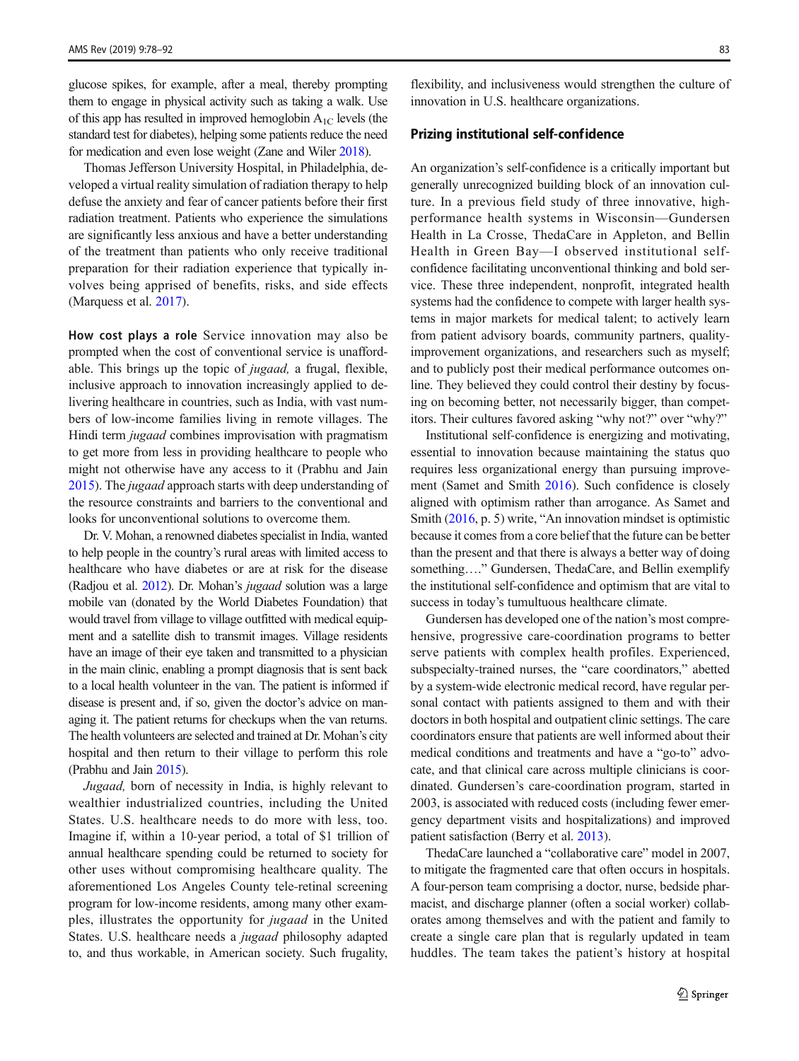glucose spikes, for example, after a meal, thereby prompting them to engage in physical activity such as taking a walk. Use of this app has resulted in improved hemoglobin $A_{1C}$ levels (the standard test for diabetes), helping some patients reduce the need for medication and even lose weight (Zane and Wiler 2018).

Thomas Jefferson University Hospital, in Philadelphia, developed a virtual reality simulation of radiation therapy to help defuse the anxiety and fear of cancer patients before their first radiation treatment. Patients who experience the simulations are significantly less anxious and have a better understanding of the treatment than patients who only receive traditional preparation for their radiation experience that typically involves being apprised of benefits, risks, and side effects (Marquess et al. 2017).

**How cost plays a role** Service innovation may also be prompted when the cost of conventional service is unaffordable. This brings up the topic of *jugaad,* a frugal, flexible, inclusive approach to innovation increasingly applied to delivering healthcare in countries, such as India, with vast numbers of low-income families living in remote villages. The Hindi term *jugaad* combines improvisation with pragmatism to get more from less in providing healthcare to people who might not otherwise have any access to it (Prabhu and Jain 2015). The *jugaad* approach starts with deep understanding of the resource constraints and barriers to the conventional and looks for unconventional solutions to overcome them.

Dr. V. Mohan, a renowned diabetes specialist in India, wanted to help people in the country's rural areas with limited access to healthcare who have diabetes or are at risk for the disease (Radjou et al. 2012). Dr. Mohan's *jugaad* solution was a large mobile van (donated by the World Diabetes Foundation) that would travel from village to village outfitted with medical equipment and a satellite dish to transmit images. Village residents have an image of their eye taken and transmitted to a physician in the main clinic, enabling a prompt diagnosis that is sent back to a local health volunteer in the van. The patient is informed if disease is present and, if so, given the doctor's advice on managing it. The patient returns for checkups when the van returns. The health volunteers are selected and trained at Dr. Mohan's city hospital and then return to their village to perform this role (Prabhu and Jain 2015).

*Jugaad,* born of necessity in India, is highly relevant to wealthier industrialized countries, including the United States. U.S. healthcare needs to do more with less, too. Imagine if, within a 10-year period, a total of $1 trillion of annual healthcare spending could be returned to society for other uses without compromising healthcare quality. The aforementioned Los Angeles County tele-retinal screening program for low-income residents, among many other examples, illustrates the opportunity for *jugaad* in the United States. U.S. healthcare needs a *jugaad* philosophy adapted to, and thus workable, in American society. Such frugality, flexibility, and inclusiveness would strengthen the culture of innovation in U.S. healthcare organizations.

### Prizing institutional self-confidence

An organization's self-confidence is a critically important but generally unrecognized building block of an innovation culture. In a previous field study of three innovative, high-performance health systems in Wisconsin—Gundersen Health in La Crosse, ThedaCare in Appleton, and Bellin Health in Green Bay—I observed institutional self-confidence facilitating unconventional thinking and bold service. These three independent, nonprofit, integrated health systems had the confidence to compete with larger health systems in major markets for medical talent; to actively learn from patient advisory boards, community partners, quality-improvement organizations, and researchers such as myself; and to publicly post their medical performance outcomes online. They believed they could control their destiny by focusing on becoming better, not necessarily bigger, than competitors. Their cultures favored asking "why not?" over "why?"

Institutional self-confidence is energizing and motivating, essential to innovation because maintaining the status quo requires less organizational energy than pursuing improvement (Samet and Smith 2016). Such confidence is closely aligned with optimism rather than arrogance. As Samet and Smith (2016, p. 5) write, "An innovation mindset is optimistic because it comes from a core belief that the future can be better than the present and that there is always a better way of doing something…." Gundersen, ThedaCare, and Bellin exemplify the institutional self-confidence and optimism that are vital to success in today's tumultuous healthcare climate.

Gundersen has developed one of the nation's most comprehensive, progressive care-coordination programs to better serve patients with complex health profiles. Experienced, subspecialty-trained nurses, the "care coordinators," abetted by a system-wide electronic medical record, have regular personal contact with patients assigned to them and with their doctors in both hospital and outpatient clinic settings. The care coordinators ensure that patients are well informed about their medical conditions and treatments and have a "go-to" advocate, and that clinical care across multiple clinicians is coordinated. Gundersen's care-coordination program, started in 2003, is associated with reduced costs (including fewer emergency department visits and hospitalizations) and improved patient satisfaction (Berry et al. 2013).

ThedaCare launched a "collaborative care" model in 2007, to mitigate the fragmented care that often occurs in hospitals. A four-person team comprising a doctor, nurse, bedside pharmacist, and discharge planner (often a social worker) collaborates among themselves and with the patient and family to create a single care plan that is regularly updated in team huddles. The team takes the patient's history at hospital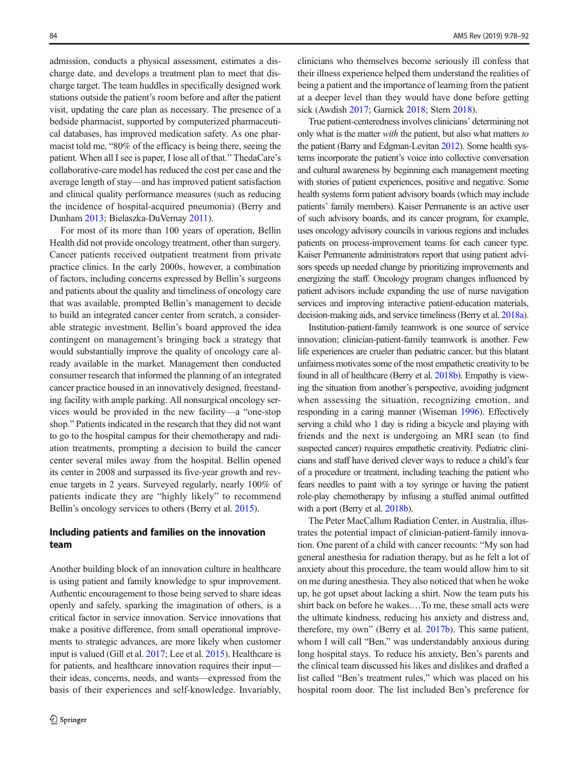admission, conducts a physical assessment, estimates a discharge date, and develops a treatment plan to meet that discharge target. The team huddles in specifically designed work stations outside the patient's room before and after the patient visit, updating the care plan as necessary. The presence of a bedside pharmacist, supported by computerized pharmaceutical databases, has improved medication safety. As one pharmacist told me, "80% of the efficacy is being there, seeing the patient. When all I see is paper, I lose all of that." ThedaCare's collaborative-care model has reduced the cost per case and the average length of stay—and has improved patient satisfaction and clinical quality performance measures (such as reducing the incidence of hospital-acquired pneumonia) (Berry and Dunham 2013; Bielaszka-DuVernay 2011).

For most of its more than 100 years of operation, Bellin Health did not provide oncology treatment, other than surgery. Cancer patients received outpatient treatment from private practice clinics. In the early 2000s, however, a combination of factors, including concerns expressed by Bellin's surgeons and patients about the quality and timeliness of oncology care that was available, prompted Bellin's management to decide to build an integrated cancer center from scratch, a considerable strategic investment. Bellin's board approved the idea contingent on management's bringing back a strategy that would substantially improve the quality of oncology care already available in the market. Management then conducted consumer research that informed the planning of an integrated cancer practice housed in an innovatively designed, freestanding facility with ample parking. All nonsurgical oncology services would be provided in the new facility—a "one-stop shop." Patients indicated in the research that they did not want to go to the hospital campus for their chemotherapy and radiation treatments, prompting a decision to build the cancer center several miles away from the hospital. Bellin opened its center in 2008 and surpassed its five-year growth and revenue targets in 2 years. Surveyed regularly, nearly 100% of patients indicate they are "highly likely" to recommend Bellin's oncology services to others (Berry et al. 2015).

### Including patients and families on the innovation team

Another building block of an innovation culture in healthcare is using patient and family knowledge to spur improvement. Authentic encouragement to those being served to share ideas openly and safely, sparking the imagination of others, is a critical factor in service innovation. Service innovations that make a positive difference, from small operational improvements to strategic advances, are more likely when customer input is valued (Gill et al. 2017; Lee et al. 2015). Healthcare is for patients, and healthcare innovation requires their input—their ideas, concerns, needs, and wants—expressed from the basis of their experiences and self-knowledge. Invariably, clinicians who themselves become seriously ill confess that their illness experience helped them understand the realities of being a patient and the importance of learning from the patient at a deeper level than they would have done before getting sick (Awdish 2017; Garnick 2018; Stern 2018).

True patient-centeredness involves clinicians' determining not only what is the matter *with* the patient, but also what matters *to* the patient (Barry and Edgman-Levitan 2012). Some health systems incorporate the patient's voice into collective conversation and cultural awareness by beginning each management meeting with stories of patient experiences, positive and negative. Some health systems form patient advisory boards (which may include patients' family members). Kaiser Permanente is an active user of such advisory boards, and its cancer program, for example, uses oncology advisory councils in various regions and includes patients on process-improvement teams for each cancer type. Kaiser Permanente administrators report that using patient advisors speeds up needed change by prioritizing improvements and energizing the staff. Oncology program changes influenced by patient advisors include expanding the use of nurse navigation services and improving interactive patient-education materials, decision-making aids, and service timeliness (Berry et al. 2018a).

Institution-patient-family teamwork is one source of service innovation; clinician-patient-family teamwork is another. Few life experiences are crueler than pediatric cancer, but this blatant unfairness motivates some of the most empathetic creativity to be found in all of healthcare (Berry et al. 2018b). Empathy is viewing the situation from another's perspective, avoiding judgment when assessing the situation, recognizing emotion, and responding in a caring manner (Wiseman 1996). Effectively serving a child who 1 day is riding a bicycle and playing with friends and the next is undergoing an MRI scan (to find suspected cancer) requires empathetic creativity. Pediatric clinicians and staff have derived clever ways to reduce a child's fear of a procedure or treatment, including teaching the patient who fears needles to paint with a toy syringe or having the patient role-play chemotherapy by infusing a stuffed animal outfitted with a port (Berry et al. 2018b).

The Peter MacCallum Radiation Center, in Australia, illustrates the potential impact of clinician-patient-family innovation. One parent of a child with cancer recounts: "My son had general anesthesia for radiation therapy, but as he felt a lot of anxiety about this procedure, the team would allow him to sit on me during anesthesia. They also noticed that when he woke up, he got upset about lacking a shirt. Now the team puts his shirt back on before he wakes.…To me, these small acts were the ultimate kindness, reducing his anxiety and distress and, therefore, my own" (Berry et al. 2017b). This same patient, whom I will call "Ben," was understandably anxious during long hospital stays. To reduce his anxiety, Ben's parents and the clinical team discussed his likes and dislikes and drafted a list called "Ben's treatment rules," which was placed on his hospital room door. The list included Ben's preference for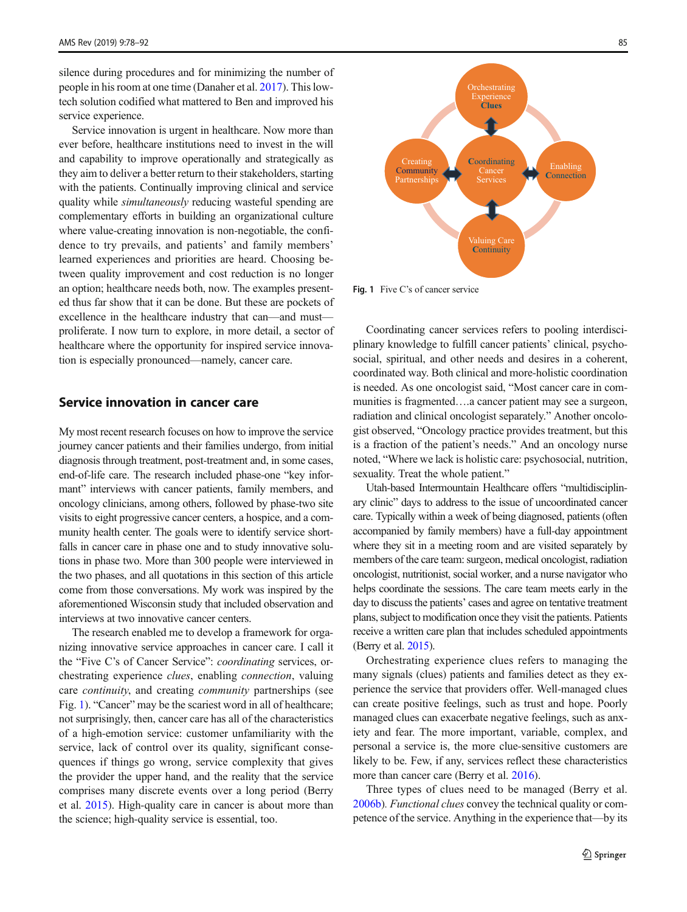silence during procedures and for minimizing the number of people in his room at one time (Danaher et al. 2017). This low-tech solution codified what mattered to Ben and improved his service experience.

Service innovation is urgent in healthcare. Now more than ever before, healthcare institutions need to invest in the will and capability to improve operationally and strategically as they aim to deliver a better return to their stakeholders, starting with the patients. Continually improving clinical and service quality while *simultaneously* reducing wasteful spending are complementary efforts in building an organizational culture where value-creating innovation is non-negotiable, the confidence to try prevails, and patients' and family members' learned experiences and priorities are heard. Choosing between quality improvement and cost reduction is no longer an option; healthcare needs both, now. The examples presented thus far show that it can be done. But these are pockets of excellence in the healthcare industry that can—and must—proliferate. I now turn to explore, in more detail, a sector of healthcare where the opportunity for inspired service innovation is especially pronounced—namely, cancer care.

## Service innovation in cancer care

My most recent research focuses on how to improve the service journey cancer patients and their families undergo, from initial diagnosis through treatment, post-treatment and, in some cases, end-of-life care. The research included phase-one "key informant" interviews with cancer patients, family members, and oncology clinicians, among others, followed by phase-two site visits to eight progressive cancer centers, a hospice, and a community health center. The goals were to identify service shortfalls in cancer care in phase one and to study innovative solutions in phase two. More than 300 people were interviewed in the two phases, and all quotations in this section of this article come from those conversations. My work was inspired by the aforementioned Wisconsin study that included observation and interviews at two innovative cancer centers.

The research enabled me to develop a framework for organizing innovative service approaches in cancer care. I call it the "Five C's of Cancer Service": *coordinating* services, orchestrating experience *clues*, enabling *connection*, valuing care *continuity*, and creating *community* partnerships (see Fig. 1). "Cancer" may be the scariest word in all of healthcare; not surprisingly, then, cancer care has all of the characteristics of a high-emotion service: customer unfamiliarity with the service, lack of control over its quality, significant consequences if things go wrong, service complexity that gives the provider the upper hand, and the reality that the service comprises many discrete events over a long period (Berry et al. 2015). High-quality care in cancer is about more than the science; high-quality service is essential, too.

Orchestrating Experience Clues

Creating Community Partnerships

Coordinating Cancer Services

Enabling Connection

Valuing Care Continuity

**Fig. 1** Five C's of cancer service

Coordinating cancer services refers to pooling interdisciplinary knowledge to fulfill cancer patients' clinical, psychosocial, spiritual, and other needs and desires in a coherent, coordinated way. Both clinical and more-holistic coordination is needed. As one oncologist said, "Most cancer care in communities is fragmented….a cancer patient may see a surgeon, radiation and clinical oncologist separately." Another oncologist observed, "Oncology practice provides treatment, but this is a fraction of the patient's needs." And an oncology nurse noted, "Where we lack is holistic care: psychosocial, nutrition, sexuality. Treat the whole patient."

Utah-based Intermountain Healthcare offers "multidisciplinary clinic" days to address to the issue of uncoordinated cancer care. Typically within a week of being diagnosed, patients (often accompanied by family members) have a full-day appointment where they sit in a meeting room and are visited separately by members of the care team: surgeon, medical oncologist, radiation oncologist, nutritionist, social worker, and a nurse navigator who helps coordinate the sessions. The care team meets early in the day to discuss the patients' cases and agree on tentative treatment plans, subject to modification once they visit the patients. Patients receive a written care plan that includes scheduled appointments (Berry et al. 2015).

Orchestrating experience clues refers to managing the many signals (clues) patients and families detect as they experience the service that providers offer. Well-managed clues can create positive feelings, such as trust and hope. Poorly managed clues can exacerbate negative feelings, such as anxiety and fear. The more important, variable, complex, and personal a service is, the more clue-sensitive customers are likely to be. Few, if any, services reflect these characteristics more than cancer care (Berry et al. 2016).

Three types of clues need to be managed (Berry et al. 2006b). *Functional clues* convey the technical quality or competence of the service. Anything in the experience that—by its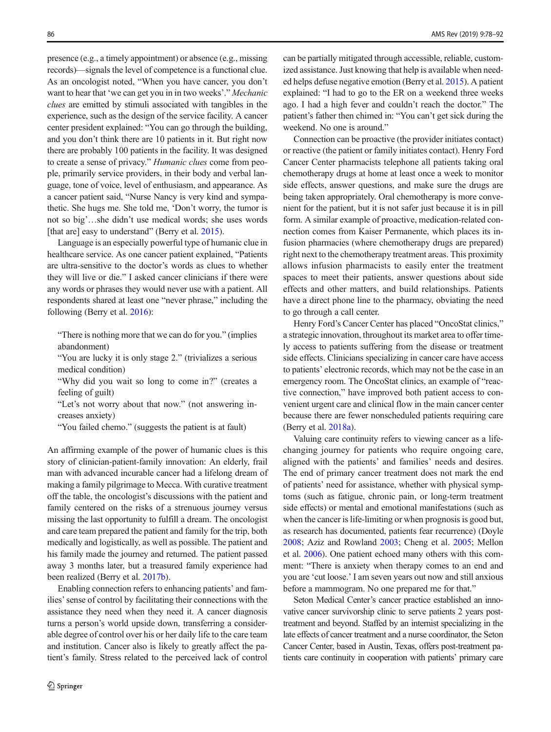presence (e.g., a timely appointment) or absence (e.g., missing records)—signals the level of competence is a functional clue. As an oncologist noted, "When you have cancer, you don't want to hear that 'we can get you in in two weeks'." *Mechanic clues* are emitted by stimuli associated with tangibles in the experience, such as the design of the service facility. A cancer center president explained: "You can go through the building, and you don't think there are 10 patients in it. But right now there are probably 100 patients in the facility. It was designed to create a sense of privacy." *Humanic clues* come from people, primarily service providers, in their body and verbal language, tone of voice, level of enthusiasm, and appearance. As a cancer patient said, "Nurse Nancy is very kind and sympathetic. She hugs me. She told me, 'Don't worry, the tumor is not so big'…she didn't use medical words; she uses words [that are] easy to understand" (Berry et al. 2015).

Language is an especially powerful type of humanic clue in healthcare service. As one cancer patient explained, "Patients are ultra-sensitive to the doctor's words as clues to whether they will live or die." I asked cancer clinicians if there were any words or phrases they would never use with a patient. All respondents shared at least one "never phrase," including the following (Berry et al. 2016):

> "There is nothing more that we can do for you." (implies abandonment)
> "You are lucky it is only stage 2." (trivializes a serious medical condition)
> "Why did you wait so long to come in?" (creates a feeling of guilt)
> "Let's not worry about that now." (not answering increases anxiety)
> "You failed chemo." (suggests the patient is at fault)

An affirming example of the power of humanic clues is this story of clinician-patient-family innovation: An elderly, frail man with advanced incurable cancer had a lifelong dream of making a family pilgrimage to Mecca. With curative treatment off the table, the oncologist's discussions with the patient and family centered on the risks of a strenuous journey versus missing the last opportunity to fulfill a dream. The oncologist and care team prepared the patient and family for the trip, both medically and logistically, as well as possible. The patient and his family made the journey and returned. The patient passed away 3 months later, but a treasured family experience had been realized (Berry et al. 2017b).

Enabling connection refers to enhancing patients' and families' sense of control by facilitating their connections with the assistance they need when they need it. A cancer diagnosis turns a person's world upside down, transferring a considerable degree of control over his or her daily life to the care team and institution. Cancer also is likely to greatly affect the patient's family. Stress related to the perceived lack of control can be partially mitigated through accessible, reliable, customized assistance. Just knowing that help is available when needed helps defuse negative emotion (Berry et al. 2015). A patient explained: "I had to go to the ER on a weekend three weeks ago. I had a high fever and couldn't reach the doctor." The patient's father then chimed in: "You can't get sick during the weekend. No one is around."

Connection can be proactive (the provider initiates contact) or reactive (the patient or family initiates contact). Henry Ford Cancer Center pharmacists telephone all patients taking oral chemotherapy drugs at home at least once a week to monitor side effects, answer questions, and make sure the drugs are being taken appropriately. Oral chemotherapy is more convenient for the patient, but it is not safer just because it is in pill form. A similar example of proactive, medication-related connection comes from Kaiser Permanente, which places its infusion pharmacies (where chemotherapy drugs are prepared) right next to the chemotherapy treatment areas. This proximity allows infusion pharmacists to easily enter the treatment spaces to meet their patients, answer questions about side effects and other matters, and build relationships. Patients have a direct phone line to the pharmacy, obviating the need to go through a call center.

Henry Ford's Cancer Center has placed "OncoStat clinics," a strategic innovation, throughout its market area to offer timely access to patients suffering from the disease or treatment side effects. Clinicians specializing in cancer care have access to patients' electronic records, which may not be the case in an emergency room. The OncoStat clinics, an example of "reactive connection," have improved both patient access to convenient urgent care and clinical flow in the main cancer center because there are fewer nonscheduled patients requiring care (Berry et al. 2018a).

Valuing care continuity refers to viewing cancer as a life-changing journey for patients who require ongoing care, aligned with the patients' and families' needs and desires. The end of primary cancer treatment does not mark the end of patients' need for assistance, whether with physical symptoms (such as fatigue, chronic pain, or long-term treatment side effects) or mental and emotional manifestations (such as when the cancer is life-limiting or when prognosis is good but, as research has documented, patients fear recurrence) (Doyle 2008; Aziz and Rowland 2003; Cheng et al. 2005; Mellon et al. 2006). One patient echoed many others with this comment: "There is anxiety when therapy comes to an end and you are 'cut loose.' I am seven years out now and still anxious before a mammogram. No one prepared me for that."

Seton Medical Center's cancer practice established an innovative cancer survivorship clinic to serve patients 2 years post-treatment and beyond. Staffed by an internist specializing in the late effects of cancer treatment and a nurse coordinator, the Seton Cancer Center, based in Austin, Texas, offers post-treatment patients care continuity in cooperation with patients' primary care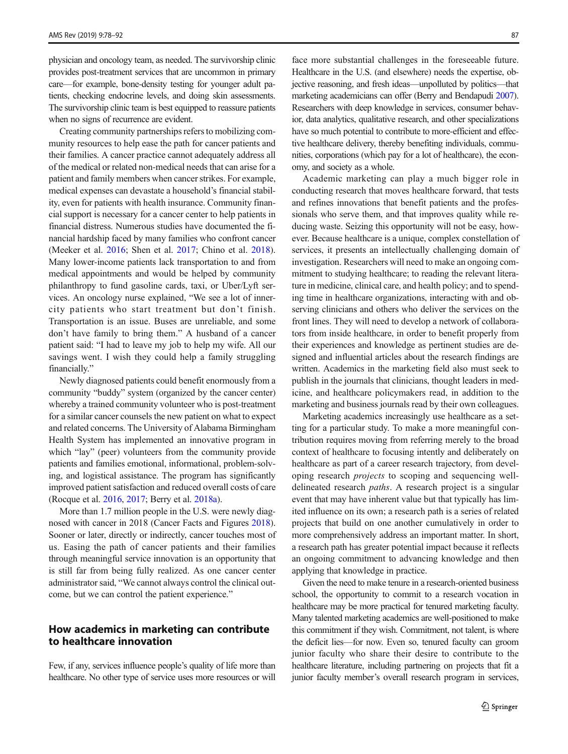physician and oncology team, as needed. The survivorship clinic provides post-treatment services that are uncommon in primary care—for example, bone-density testing for younger adult patients, checking endocrine levels, and doing skin assessments. The survivorship clinic team is best equipped to reassure patients when no signs of recurrence are evident.

Creating community partnerships refers to mobilizing community resources to help ease the path for cancer patients and their families. A cancer practice cannot adequately address all of the medical or related non-medical needs that can arise for a patient and family members when cancer strikes. For example, medical expenses can devastate a household's financial stability, even for patients with health insurance. Community financial support is necessary for a cancer center to help patients in financial distress. Numerous studies have documented the financial hardship faced by many families who confront cancer (Meeker et al. 2016; Shen et al. 2017; Chino et al. 2018). Many lower-income patients lack transportation to and from medical appointments and would be helped by community philanthropy to fund gasoline cards, taxi, or Uber/Lyft services. An oncology nurse explained, "We see a lot of inner-city patients who start treatment but don't finish. Transportation is an issue. Buses are unreliable, and some don't have family to bring them." A husband of a cancer patient said: "I had to leave my job to help my wife. All our savings went. I wish they could help a family struggling financially."

Newly diagnosed patients could benefit enormously from a community "buddy" system (organized by the cancer center) whereby a trained community volunteer who is post-treatment for a similar cancer counsels the new patient on what to expect and related concerns. The University of Alabama Birmingham Health System has implemented an innovative program in which "lay" (peer) volunteers from the community provide patients and families emotional, informational, problem-solving, and logistical assistance. The program has significantly improved patient satisfaction and reduced overall costs of care (Rocque et al. 2016, 2017; Berry et al. 2018a).

More than 1.7 million people in the U.S. were newly diagnosed with cancer in 2018 (Cancer Facts and Figures 2018). Sooner or later, directly or indirectly, cancer touches most of us. Easing the path of cancer patients and their families through meaningful service innovation is an opportunity that is still far from being fully realized. As one cancer center administrator said, "We cannot always control the clinical outcome, but we can control the patient experience."

## How academics in marketing can contribute to healthcare innovation

Few, if any, services influence people's quality of life more than healthcare. No other type of service uses more resources or will face more substantial challenges in the foreseeable future. Healthcare in the U.S. (and elsewhere) needs the expertise, objective reasoning, and fresh ideas—unpolluted by politics—that marketing academicians can offer (Berry and Bendapudi 2007). Researchers with deep knowledge in services, consumer behavior, data analytics, qualitative research, and other specializations have so much potential to contribute to more-efficient and effective healthcare delivery, thereby benefiting individuals, communities, corporations (which pay for a lot of healthcare), the economy, and society as a whole.

Academic marketing can play a much bigger role in conducting research that moves healthcare forward, that tests and refines innovations that benefit patients and the professionals who serve them, and that improves quality while reducing waste. Seizing this opportunity will not be easy, however. Because healthcare is a unique, complex constellation of services, it presents an intellectually challenging domain of investigation. Researchers will need to make an ongoing commitment to studying healthcare; to reading the relevant literature in medicine, clinical care, and health policy; and to spending time in healthcare organizations, interacting with and observing clinicians and others who deliver the services on the front lines. They will need to develop a network of collaborators from inside healthcare, in order to benefit properly from their experiences and knowledge as pertinent studies are designed and influential articles about the research findings are written. Academics in the marketing field also must seek to publish in the journals that clinicians, thought leaders in medicine, and healthcare policymakers read, in addition to the marketing and business journals read by their own colleagues.

Marketing academics increasingly use healthcare as a setting for a particular study. To make a more meaningful contribution requires moving from referring merely to the broad context of healthcare to focusing intently and deliberately on healthcare as part of a career research trajectory, from developing research *projects* to scoping and sequencing well-delineated research *paths*. A research project is a singular event that may have inherent value but that typically has limited influence on its own; a research path is a series of related projects that build on one another cumulatively in order to more comprehensively address an important matter. In short, a research path has greater potential impact because it reflects an ongoing commitment to advancing knowledge and then applying that knowledge in practice.

Given the need to make tenure in a research-oriented business school, the opportunity to commit to a research vocation in healthcare may be more practical for tenured marketing faculty. Many talented marketing academics are well-positioned to make this commitment if they wish. Commitment, not talent, is where the deficit lies—for now. Even so, tenured faculty can groom junior faculty who share their desire to contribute to the healthcare literature, including partnering on projects that fit a junior faculty member's overall research program in services,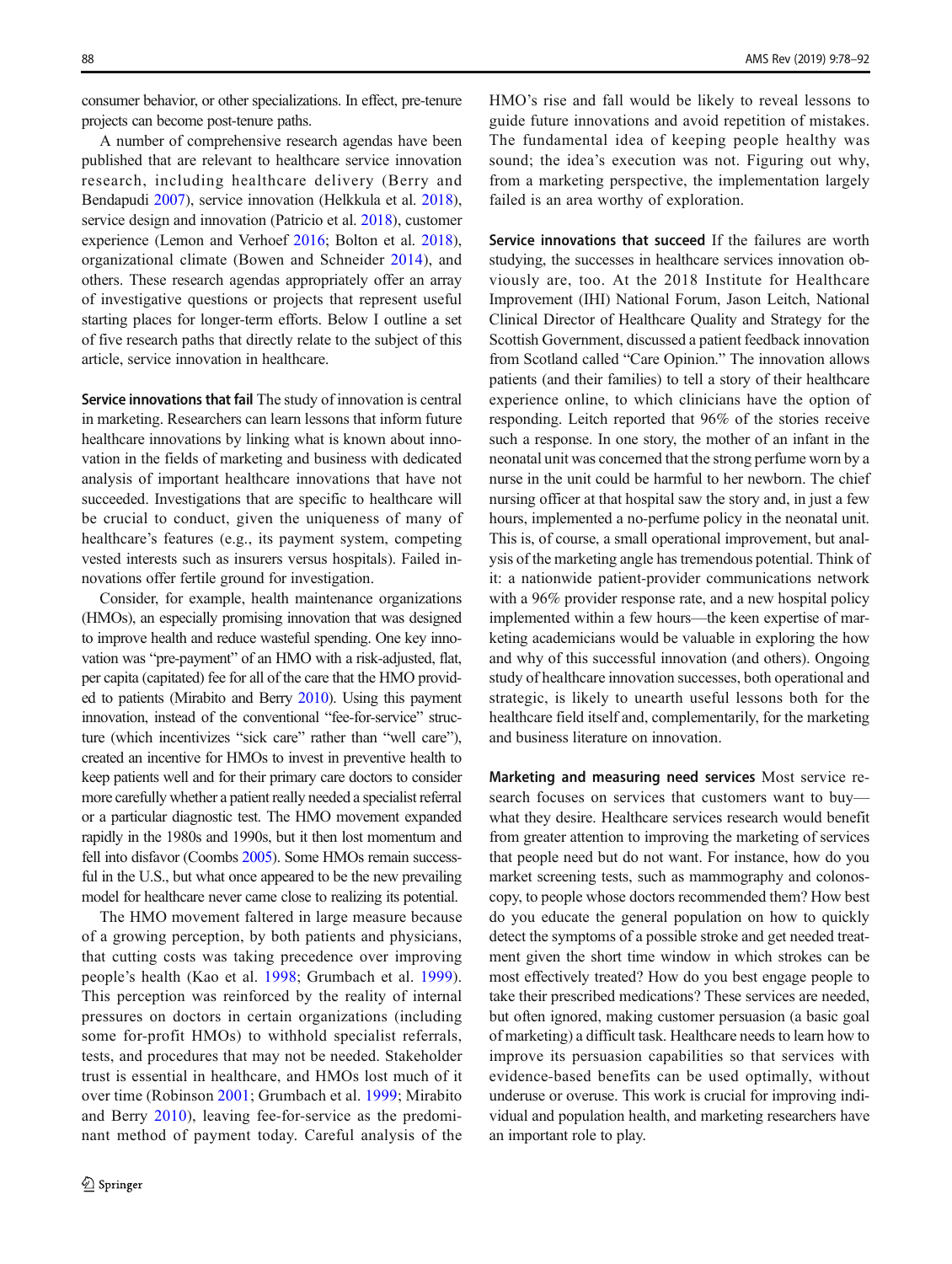consumer behavior, or other specializations. In effect, pre-tenure projects can become post-tenure paths.

A number of comprehensive research agendas have been published that are relevant to healthcare service innovation research, including healthcare delivery (Berry and Bendapudi 2007), service innovation (Helkkula et al. 2018), service design and innovation (Patricio et al. 2018), customer experience (Lemon and Verhoef 2016; Bolton et al. 2018), organizational climate (Bowen and Schneider 2014), and others. These research agendas appropriately offer an array of investigative questions or projects that represent useful starting places for longer-term efforts. Below I outline a set of five research paths that directly relate to the subject of this article, service innovation in healthcare.

**Service innovations that fail** The study of innovation is central in marketing. Researchers can learn lessons that inform future healthcare innovations by linking what is known about innovation in the fields of marketing and business with dedicated analysis of important healthcare innovations that have not succeeded. Investigations that are specific to healthcare will be crucial to conduct, given the uniqueness of many of healthcare's features (e.g., its payment system, competing vested interests such as insurers versus hospitals). Failed innovations offer fertile ground for investigation.

Consider, for example, health maintenance organizations (HMOs), an especially promising innovation that was designed to improve health and reduce wasteful spending. One key innovation was "pre-payment" of an HMO with a risk-adjusted, flat, per capita (capitated) fee for all of the care that the HMO provided to patients (Mirabito and Berry 2010). Using this payment innovation, instead of the conventional "fee-for-service" structure (which incentivizes "sick care" rather than "well care"), created an incentive for HMOs to invest in preventive health to keep patients well and for their primary care doctors to consider more carefully whether a patient really needed a specialist referral or a particular diagnostic test. The HMO movement expanded rapidly in the 1980s and 1990s, but it then lost momentum and fell into disfavor (Coombs 2005). Some HMOs remain successful in the U.S., but what once appeared to be the new prevailing model for healthcare never came close to realizing its potential.

The HMO movement faltered in large measure because of a growing perception, by both patients and physicians, that cutting costs was taking precedence over improving people's health (Kao et al. 1998; Grumbach et al. 1999). This perception was reinforced by the reality of internal pressures on doctors in certain organizations (including some for-profit HMOs) to withhold specialist referrals, tests, and procedures that may not be needed. Stakeholder trust is essential in healthcare, and HMOs lost much of it over time (Robinson 2001; Grumbach et al. 1999; Mirabito and Berry 2010), leaving fee-for-service as the predominant method of payment today. Careful analysis of the HMO's rise and fall would be likely to reveal lessons to guide future innovations and avoid repetition of mistakes. The fundamental idea of keeping people healthy was sound; the idea's execution was not. Figuring out why, from a marketing perspective, the implementation largely failed is an area worthy of exploration.

**Service innovations that succeed** If the failures are worth studying, the successes in healthcare services innovation obviously are, too. At the 2018 Institute for Healthcare Improvement (IHI) National Forum, Jason Leitch, National Clinical Director of Healthcare Quality and Strategy for the Scottish Government, discussed a patient feedback innovation from Scotland called "Care Opinion." The innovation allows patients (and their families) to tell a story of their healthcare experience online, to which clinicians have the option of responding. Leitch reported that 96% of the stories receive such a response. In one story, the mother of an infant in the neonatal unit was concerned that the strong perfume worn by a nurse in the unit could be harmful to her newborn. The chief nursing officer at that hospital saw the story and, in just a few hours, implemented a no-perfume policy in the neonatal unit. This is, of course, a small operational improvement, but analysis of the marketing angle has tremendous potential. Think of it: a nationwide patient-provider communications network with a 96% provider response rate, and a new hospital policy implemented within a few hours—the keen expertise of marketing academicians would be valuable in exploring the how and why of this successful innovation (and others). Ongoing study of healthcare innovation successes, both operational and strategic, is likely to unearth useful lessons both for the healthcare field itself and, complementarily, for the marketing and business literature on innovation.

**Marketing and measuring need services** Most service research focuses on services that customers want to buy—what they desire. Healthcare services research would benefit from greater attention to improving the marketing of services that people need but do not want. For instance, how do you market screening tests, such as mammography and colonoscopy, to people whose doctors recommended them? How best do you educate the general population on how to quickly detect the symptoms of a possible stroke and get needed treatment given the short time window in which strokes can be most effectively treated? How do you best engage people to take their prescribed medications? These services are needed, but often ignored, making customer persuasion (a basic goal of marketing) a difficult task. Healthcare needs to learn how to improve its persuasion capabilities so that services with evidence-based benefits can be used optimally, without underuse or overuse. This work is crucial for improving individual and population health, and marketing researchers have an important role to play.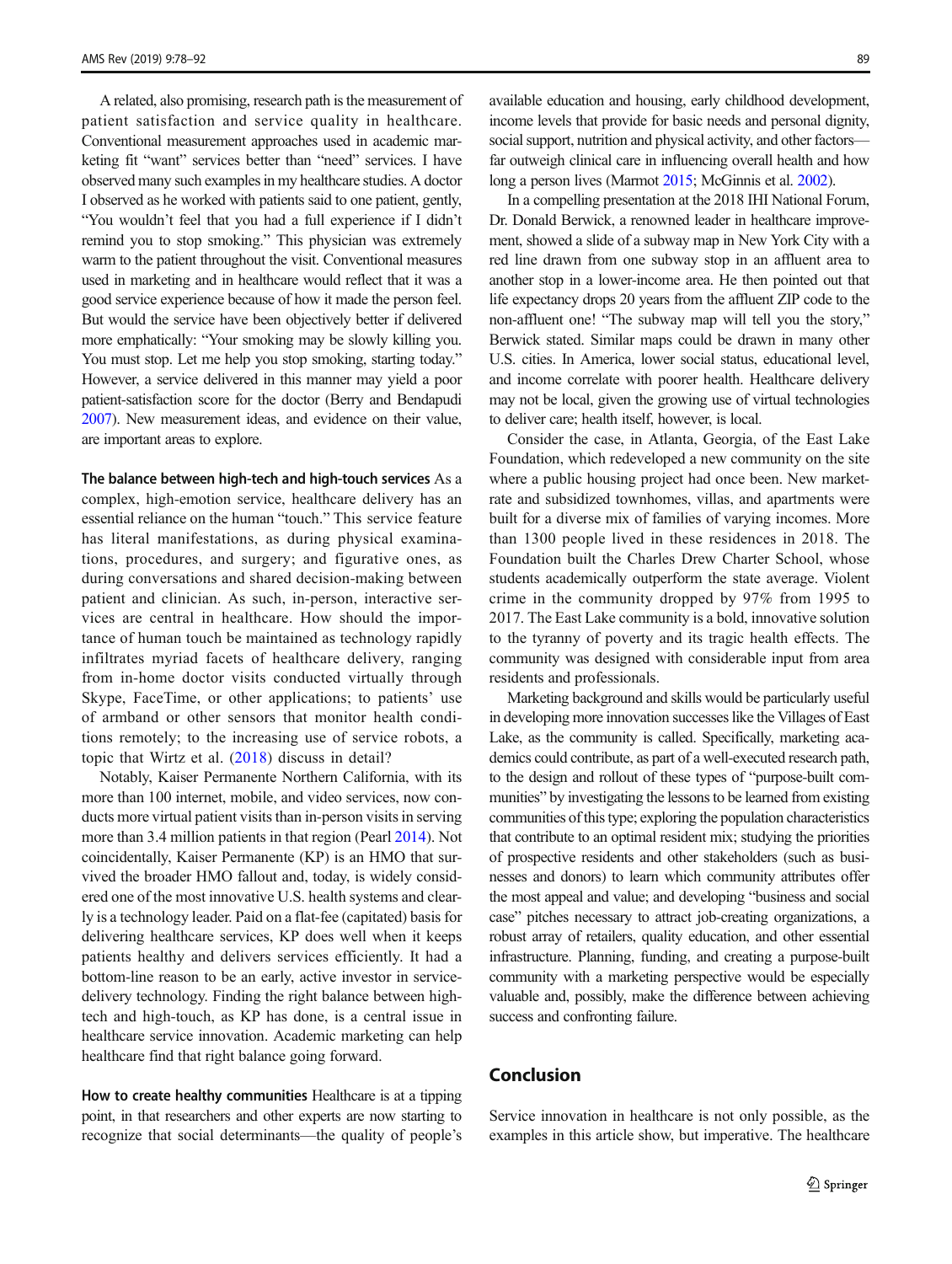A related, also promising, research path is the measurement of patient satisfaction and service quality in healthcare. Conventional measurement approaches used in academic marketing fit "want" services better than "need" services. I have observed many such examples in my healthcare studies. A doctor I observed as he worked with patients said to one patient, gently, "You wouldn't feel that you had a full experience if I didn't remind you to stop smoking." This physician was extremely warm to the patient throughout the visit. Conventional measures used in marketing and in healthcare would reflect that it was a good service experience because of how it made the person feel. But would the service have been objectively better if delivered more emphatically: "Your smoking may be slowly killing you. You must stop. Let me help you stop smoking, starting today." However, a service delivered in this manner may yield a poor patient-satisfaction score for the doctor (Berry and Bendapudi 2007). New measurement ideas, and evidence on their value, are important areas to explore.

**The balance between high-tech and high-touch services** As a complex, high-emotion service, healthcare delivery has an essential reliance on the human "touch." This service feature has literal manifestations, as during physical examinations, procedures, and surgery; and figurative ones, as during conversations and shared decision-making between patient and clinician. As such, in-person, interactive services are central in healthcare. How should the importance of human touch be maintained as technology rapidly infiltrates myriad facets of healthcare delivery, ranging from in-home doctor visits conducted virtually through Skype, FaceTime, or other applications; to patients' use of armband or other sensors that monitor health conditions remotely; to the increasing use of service robots, a topic that Wirtz et al. (2018) discuss in detail?

Notably, Kaiser Permanente Northern California, with its more than 100 internet, mobile, and video services, now conducts more virtual patient visits than in-person visits in serving more than 3.4 million patients in that region (Pearl 2014). Not coincidentally, Kaiser Permanente (KP) is an HMO that survived the broader HMO fallout and, today, is widely considered one of the most innovative U.S. health systems and clearly is a technology leader. Paid on a flat-fee (capitated) basis for delivering healthcare services, KP does well when it keeps patients healthy and delivers services efficiently. It had a bottom-line reason to be an early, active investor in service-delivery technology. Finding the right balance between high-tech and high-touch, as KP has done, is a central issue in healthcare service innovation. Academic marketing can help healthcare find that right balance going forward.

**How to create healthy communities** Healthcare is at a tipping point, in that researchers and other experts are now starting to recognize that social determinants—the quality of people's available education and housing, early childhood development, income levels that provide for basic needs and personal dignity, social support, nutrition and physical activity, and other factors—far outweigh clinical care in influencing overall health and how long a person lives (Marmot 2015; McGinnis et al. 2002).

In a compelling presentation at the 2018 IHI National Forum, Dr. Donald Berwick, a renowned leader in healthcare improvement, showed a slide of a subway map in New York City with a red line drawn from one subway stop in an affluent area to another stop in a lower-income area. He then pointed out that life expectancy drops 20 years from the affluent ZIP code to the non-affluent one! "The subway map will tell you the story," Berwick stated. Similar maps could be drawn in many other U.S. cities. In America, lower social status, educational level, and income correlate with poorer health. Healthcare delivery may not be local, given the growing use of virtual technologies to deliver care; health itself, however, is local.

Consider the case, in Atlanta, Georgia, of the East Lake Foundation, which redeveloped a new community on the site where a public housing project had once been. New market-rate and subsidized townhomes, villas, and apartments were built for a diverse mix of families of varying incomes. More than 1300 people lived in these residences in 2018. The Foundation built the Charles Drew Charter School, whose students academically outperform the state average. Violent crime in the community dropped by 97% from 1995 to 2017. The East Lake community is a bold, innovative solution to the tyranny of poverty and its tragic health effects. The community was designed with considerable input from area residents and professionals.

Marketing background and skills would be particularly useful in developing more innovation successes like the Villages of East Lake, as the community is called. Specifically, marketing academics could contribute, as part of a well-executed research path, to the design and rollout of these types of "purpose-built communities" by investigating the lessons to be learned from existing communities of this type; exploring the population characteristics that contribute to an optimal resident mix; studying the priorities of prospective residents and other stakeholders (such as businesses and donors) to learn which community attributes offer the most appeal and value; and developing "business and social case" pitches necessary to attract job-creating organizations, a robust array of retailers, quality education, and other essential infrastructure. Planning, funding, and creating a purpose-built community with a marketing perspective would be especially valuable and, possibly, make the difference between achieving success and confronting failure.

## Conclusion

Service innovation in healthcare is not only possible, as the examples in this article show, but imperative. The healthcare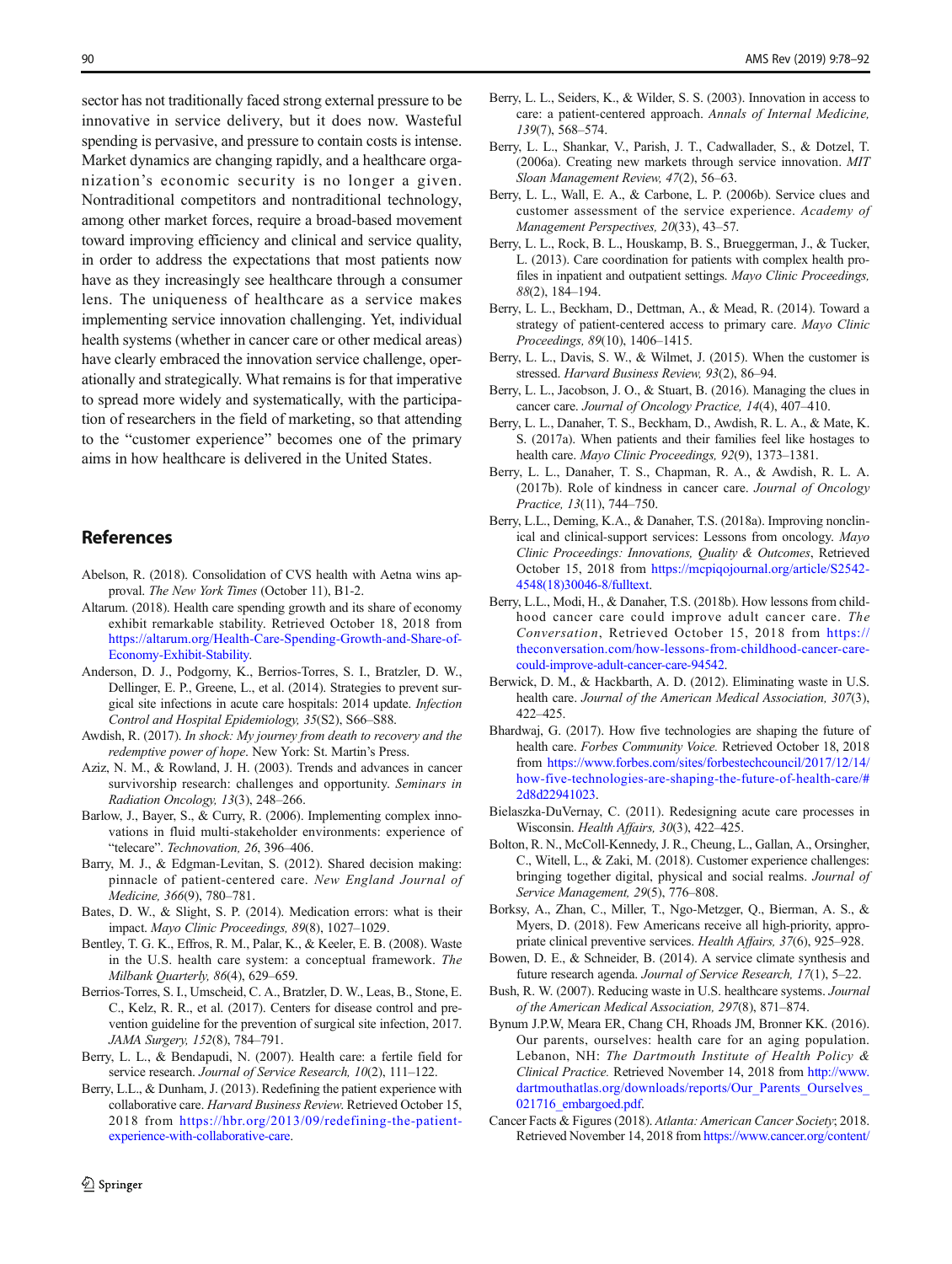sector has not traditionally faced strong external pressure to be innovative in service delivery, but it does now. Wasteful spending is pervasive, and pressure to contain costs is intense. Market dynamics are changing rapidly, and a healthcare organization's economic security is no longer a given. Nontraditional competitors and nontraditional technology, among other market forces, require a broad-based movement toward improving efficiency and clinical and service quality, in order to address the expectations that most patients now have as they increasingly see healthcare through a consumer lens. The uniqueness of healthcare as a service makes implementing service innovation challenging. Yet, individual health systems (whether in cancer care or other medical areas) have clearly embraced the innovation service challenge, operationally and strategically. What remains is for that imperative to spread more widely and systematically, with the participation of researchers in the field of marketing, so that attending to the "customer experience" becomes one of the primary aims in how healthcare is delivered in the United States.

## References

Abelson, R. (2018). Consolidation of CVS health with Aetna wins approval. *The New York Times* (October 11), B1-2.

Altarum. (2018). Health care spending growth and its share of economy exhibit remarkable stability. Retrieved October 18, 2018 from https://altarum.org/Health-Care-Spending-Growth-and-Share-of-Economy-Exhibit-Stability.

Anderson, D. J., Podgorny, K., Berrios-Torres, S. I., Bratzler, D. W., Dellinger, E. P., Greene, L., et al. (2014). Strategies to prevent surgical site infections in acute care hospitals: 2014 update. *Infection Control and Hospital Epidemiology, 35*(S2), S66–S88.

Awdish, R. (2017). *In shock: My journey from death to recovery and the redemptive power of hope*. New York: St. Martin's Press.

Aziz, N. M., & Rowland, J. H. (2003). Trends and advances in cancer survivorship research: challenges and opportunity. *Seminars in Radiation Oncology, 13*(3), 248–266.

Barlow, J., Bayer, S., & Curry, R. (2006). Implementing complex innovations in fluid multi-stakeholder environments: experience of "telecare". *Technovation, 26*, 396–406.

Barry, M. J., & Edgman-Levitan, S. (2012). Shared decision making: pinnacle of patient-centered care. *New England Journal of Medicine, 366*(9), 780–781.

Bates, D. W., & Slight, S. P. (2014). Medication errors: what is their impact. *Mayo Clinic Proceedings, 89*(8), 1027–1029.

Bentley, T. G. K., Effros, R. M., Palar, K., & Keeler, E. B. (2008). Waste in the U.S. health care system: a conceptual framework. *The Milbank Quarterly, 86*(4), 629–659.

Berrios-Torres, S. I., Umscheid, C. A., Bratzler, D. W., Leas, B., Stone, E. C., Kelz, R. R., et al. (2017). Centers for disease control and prevention guideline for the prevention of surgical site infection, 2017. *JAMA Surgery, 152*(8), 784–791.

Berry, L. L., & Bendapudi, N. (2007). Health care: a fertile field for service research. *Journal of Service Research, 10*(2), 111–122.

Berry, L. L., & Dunham, J. (2013). Redefining the patient experience with collaborative care. *Harvard Business Review*. Retrieved October 15, 2018 from https://hbr.org/2013/09/redefining-the-patient-experience-with-collaborative-care.

Berry, L. L., Seiders, K., & Wilder, S. S. (2003). Innovation in access to care: a patient-centered approach. *Annals of Internal Medicine, 139*(7), 568–574.

Berry, L. L., Shankar, V., Parish, J. T., Cadwallader, S., & Dotzel, T. (2006a). Creating new markets through service innovation. *MIT Sloan Management Review, 47*(2), 56–63.

Berry, L. L., Wall, E. A., & Carbone, L. P. (2006b). Service clues and customer assessment of the service experience. *Academy of Management Perspectives, 20*(33), 43–57.

Berry, L. L., Rock, B. L., Houskamp, B. S., Brueggerman, J., & Tucker, L. (2013). Care coordination for patients with complex health profiles in inpatient and outpatient settings. *Mayo Clinic Proceedings, 88*(2), 184–194.

Berry, L. L., Beckham, D., Dettman, A., & Mead, R. (2014). Toward a strategy of patient-centered access to primary care. *Mayo Clinic Proceedings, 89*(10), 1406–1415.

Berry, L. L., Davis, S. W., & Wilmet, J. (2015). When the customer is stressed. *Harvard Business Review, 93*(2), 86–94.

Berry, L. L., Jacobson, J. O., & Stuart, B. (2016). Managing the clues in cancer care. *Journal of Oncology Practice, 14*(4), 407–410.

Berry, L. L., Danaher, T. S., Beckham, D., Awdish, R. L. A., & Mate, K. S. (2017a). When patients and their families feel like hostages to health care. *Mayo Clinic Proceedings, 92*(9), 1373–1381.

Berry, L. L., Danaher, T. S., Chapman, R. A., & Awdish, R. L. A. (2017b). Role of kindness in cancer care. *Journal of Oncology Practice, 13*(11), 744–750.

Berry, L.L., Deming, K.A., & Danaher, T.S. (2018a). Improving nonclinical and clinical-support services: Lessons from oncology. *Mayo Clinic Proceedings: Innovations, Quality & Outcomes*, Retrieved October 15, 2018 from https://mcpiqojournal.org/article/S2542-4548(18)30046-8/fulltext.

Berry, L.L., Modi, H., & Danaher, T.S. (2018b). How lessons from childhood cancer care could improve adult cancer care. *The Conversation*, Retrieved October 15, 2018 from https://theconversation.com/how-lessons-from-childhood-cancer-care-could-improve-adult-cancer-care-94542.

Berwick, D. M., & Hackbarth, A. D. (2012). Eliminating waste in U.S. health care. *Journal of the American Medical Association, 307*(3), 422–425.

Bhardwaj, G. (2017). How five technologies are shaping the future of health care. *Forbes Community Voice.* Retrieved October 18, 2018 from https://www.forbes.com/sites/forbestechcouncil/2017/12/14/how-five-technologies-are-shaping-the-future-of-health-care/#2d8d22941023.

Bielaszka-DuVernay, C. (2011). Redesigning acute care processes in Wisconsin. *Health Affairs, 30*(3), 422–425.

Bolton, R. N., McColl-Kennedy, J. R., Cheung, L., Gallan, A., Orsingher, C., Witell, L., & Zaki, M. (2018). Customer experience challenges: bringing together digital, physical and social realms. *Journal of Service Management, 29*(5), 776–808.

Borksy, A., Zhan, C., Miller, T., Ngo-Metzger, Q., Bierman, A. S., & Myers, D. (2018). Few Americans receive all high-priority, appropriate clinical preventive services. *Health Affairs, 37*(6), 925–928.

Bowen, D. E., & Schneider, B. (2014). A service climate synthesis and future research agenda. *Journal of Service Research, 17*(1), 5–22.

Bush, R. W. (2007). Reducing waste in U.S. healthcare systems. *Journal of the American Medical Association, 297*(8), 871–874.

Bynum J.P.W, Meara ER, Chang CH, Rhoads JM, Bronner KK. (2016). Our parents, ourselves: health care for an aging population. Lebanon, NH: *The Dartmouth Institute of Health Policy & Clinical Practice.* Retrieved November 14, 2018 from http://www.dartmouthatlas.org/downloads/reports/Our_Parents_Ourselves_021716_embargoed.pdf.

Cancer Facts & Figures (2018). *Atlanta: American Cancer Society*; 2018. Retrieved November 14, 2018 from https://www.cancer.org/content/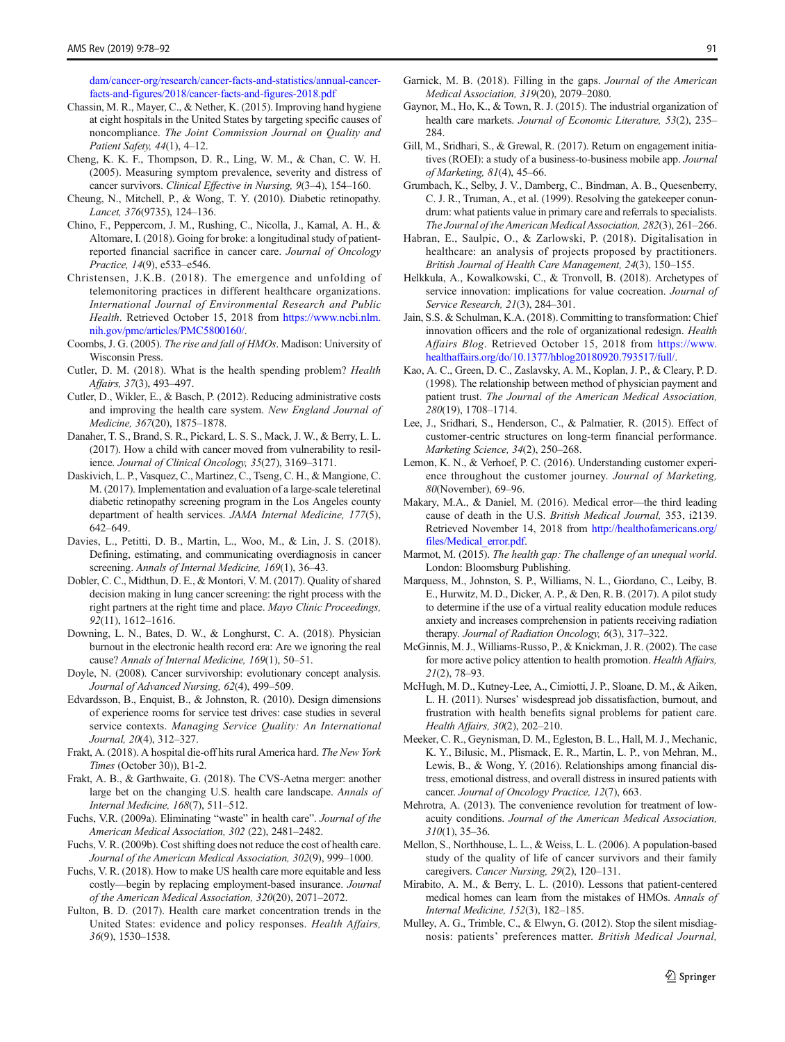dam/cancer-org/research/cancer-facts-and-statistics/annual-cancer-facts-and-figures/2018/cancer-facts-and-figures-2018.pdf

Chassin, M. R., Mayer, C., & Nether, K. (2015). Improving hand hygiene at eight hospitals in the United States by targeting specific causes of noncompliance. *The Joint Commission Journal on Quality and Patient Safety, 44*(1), 4–12.

Cheng, K. K. F., Thompson, D. R., Ling, W. M., & Chan, C. W. H. (2005). Measuring symptom prevalence, severity and distress of cancer survivors. *Clinical Effective in Nursing, 9*(3–4), 154–160.

Cheung, N., Mitchell, P., & Wong, T. Y. (2010). Diabetic retinopathy. *Lancet, 376*(9735), 124–136.

Chino, F., Peppercorn, J. M., Rushing, C., Nicolla, J., Kamal, A. H., & Altomare, I. (2018). Going for broke: a longitudinal study of patient-reported financial sacrifice in cancer care. *Journal of Oncology Practice, 14*(9), e533–e546.

Christensen, J.K.B. (2018). The emergence and unfolding of telemonitoring practices in different healthcare organizations. *International Journal of Environmental Research and Public Health*. Retrieved October 15, 2018 from https://www.ncbi.nlm.nih.gov/pmc/articles/PMC5800160/.

Coombs, J. G. (2005). *The rise and fall of HMOs*. Madison: University of Wisconsin Press.

Cutler, D. M. (2018). What is the health spending problem? *Health Affairs, 37*(3), 493–497.

Cutler, D., Wikler, E., & Basch, P. (2012). Reducing administrative costs and improving the health care system. *New England Journal of Medicine, 367*(20), 1875–1878.

Danaher, T. S., Brand, S. R., Pickard, L. S. S., Mack, J. W., & Berry, L. L. (2017). How a child with cancer moved from vulnerability to resilience. *Journal of Clinical Oncology, 35*(27), 3169–3171.

Daskivich, L. P., Vasquez, C., Martinez, C., Tseng, C. H., & Mangione, C. M. (2017). Implementation and evaluation of a large-scale teleretinal diabetic retinopathy screening program in the Los Angeles county department of health services. *JAMA Internal Medicine, 177*(5), 642–649.

Davies, L., Petitti, D. B., Martin, L., Woo, M., & Lin, J. S. (2018). Defining, estimating, and communicating overdiagnosis in cancer screening. *Annals of Internal Medicine, 169*(1), 36–43.

Dobler, C. C., Midthun, D. E., & Montori, V. M. (2017). Quality of shared decision making in lung cancer screening: the right process with the right partners at the right time and place. *Mayo Clinic Proceedings, 92*(11), 1612–1616.

Downing, L. N., Bates, D. W., & Longhurst, C. A. (2018). Physician burnout in the electronic health record era: Are we ignoring the real cause? *Annals of Internal Medicine, 169*(1), 50–51.

Doyle, N. (2008). Cancer survivorship: evolutionary concept analysis. *Journal of Advanced Nursing, 62*(4), 499–509.

Edvardsson, B., Enquist, B., & Johnston, R. (2010). Design dimensions of experience rooms for service test drives: case studies in several service contexts. *Managing Service Quality: An International Journal, 20*(4), 312–327.

Frakt, A. (2018). A hospital die-off hits rural America hard. *The New York Times* (October 30)), B1-2.

Frakt, A. B., & Garthwaite, G. (2018). The CVS-Aetna merger: another large bet on the changing U.S. health care landscape. *Annals of Internal Medicine, 168*(7), 511–512.

Fuchs, V.R. (2009a). Eliminating "waste" in health care". *Journal of the American Medical Association, 302* (22), 2481–2482.

Fuchs, V. R. (2009b). Cost shifting does not reduce the cost of health care. *Journal of the American Medical Association, 302*(9), 999–1000.

Fuchs, V. R. (2018). How to make US health care more equitable and less costly—begin by replacing employment-based insurance. *Journal of the American Medical Association, 320*(20), 2071–2072.

Fulton, B. D. (2017). Health care market concentration trends in the United States: evidence and policy responses. *Health Affairs, 36*(9), 1530–1538.

Garnick, M. B. (2018). Filling in the gaps. *Journal of the American Medical Association, 319*(20), 2079–2080.

Gaynor, M., Ho, K., & Town, R. J. (2015). The industrial organization of health care markets. *Journal of Economic Literature, 53*(2), 235–284.

Gill, M., Sridhari, S., & Grewal, R. (2017). Return on engagement initiatives (ROEI): a study of a business-to-business mobile app. *Journal of Marketing, 81*(4), 45–66.

Grumbach, K., Selby, J. V., Damberg, C., Bindman, A. B., Quesenberry, C. J. R., Truman, A., et al. (1999). Resolving the gatekeeper conundrum: what patients value in primary care and referrals to specialists. *The Journal of the American Medical Association, 282*(3), 261–266.

Habran, E., Saulpic, O., & Zarlowski, P. (2018). Digitalisation in healthcare: an analysis of projects proposed by practitioners. *British Journal of Health Care Management, 24*(3), 150–155.

Helkkula, A., Kowalkowski, C., & Tronvoll, B. (2018). Archetypes of service innovation: implications for value cocreation. *Journal of Service Research, 21*(3), 284–301.

Jain, S.S. & Schulman, K.A. (2018). Committing to transformation: Chief innovation officers and the role of organizational redesign. *Health Affairs Blog*. Retrieved October 15, 2018 from https://www.healthaffairs.org/do/10.1377/hblog20180920.793517/full/.

Kao, A. C., Green, D. C., Zaslavsky, A. M., Koplan, J. P., & Cleary, P. D. (1998). The relationship between method of physician payment and patient trust. *The Journal of the American Medical Association, 280*(19), 1708–1714.

Lee, J., Sridhari, S., Henderson, C., & Palmatier, R. (2015). Effect of customer-centric structures on long-term financial performance. *Marketing Science, 34*(2), 250–268.

Lemon, K. N., & Verhoef, P. C. (2016). Understanding customer experience throughout the customer journey. *Journal of Marketing, 80*(November), 69–96.

Makary, M.A., & Daniel, M. (2016). Medical error—the third leading cause of death in the U.S. *British Medical Journal,* 353, i2139. Retrieved November 14, 2018 from http://healthofamericans.org/files/Medical_error.pdf.

Marmot, M. (2015). *The health gap: The challenge of an unequal world*. London: Bloomsburg Publishing.

Marquess, M., Johnston, S. P., Williams, N. L., Giordano, C., Leiby, B. E., Hurwitz, M. D., Dicker, A. P., & Den, R. B. (2017). A pilot study to determine if the use of a virtual reality education module reduces anxiety and increases comprehension in patients receiving radiation therapy. *Journal of Radiation Oncology, 6*(3), 317–322.

McGinnis, M. J., Williams-Russo, P., & Knickman, J. R. (2002). The case for more active policy attention to health promotion. *Health Affairs, 21*(2), 78–93.

McHugh, M. D., Kutney-Lee, A., Cimiotti, J. P., Sloane, D. M., & Aiken, L. H. (2011). Nurses' wisdespread job dissatisfaction, burnout, and frustration with health benefits signal problems for patient care. *Health Affairs, 30*(2), 202–210.

Meeker, C. R., Geynisman, D. M., Egleston, B. L., Hall, M. J., Mechanic, K. Y., Bilusic, M., Plismack, E. R., Martin, L. P., von Mehran, M., Lewis, B., & Wong, Y. (2016). Relationships among financial distress, emotional distress, and overall distress in insured patients with cancer. *Journal of Oncology Practice, 12*(7), 663.

Mehrotra, A. (2013). The convenience revolution for treatment of low-acuity conditions. *Journal of the American Medical Association, 310*(1), 35–36.

Mellon, S., Northhouse, L. L., & Weiss, L. L. (2006). A population-based study of the quality of life of cancer survivors and their family caregivers. *Cancer Nursing, 29*(2), 120–131.

Mirabito, A. M., & Berry, L. L. (2010). Lessons that patient-centered medical homes can learn from the mistakes of HMOs. *Annals of Internal Medicine, 152*(3), 182–185.

Mulley, A. G., Trimble, C., & Elwyn, G. (2012). Stop the silent misdiagnosis: patients' preferences matter. *British Medical Journal,*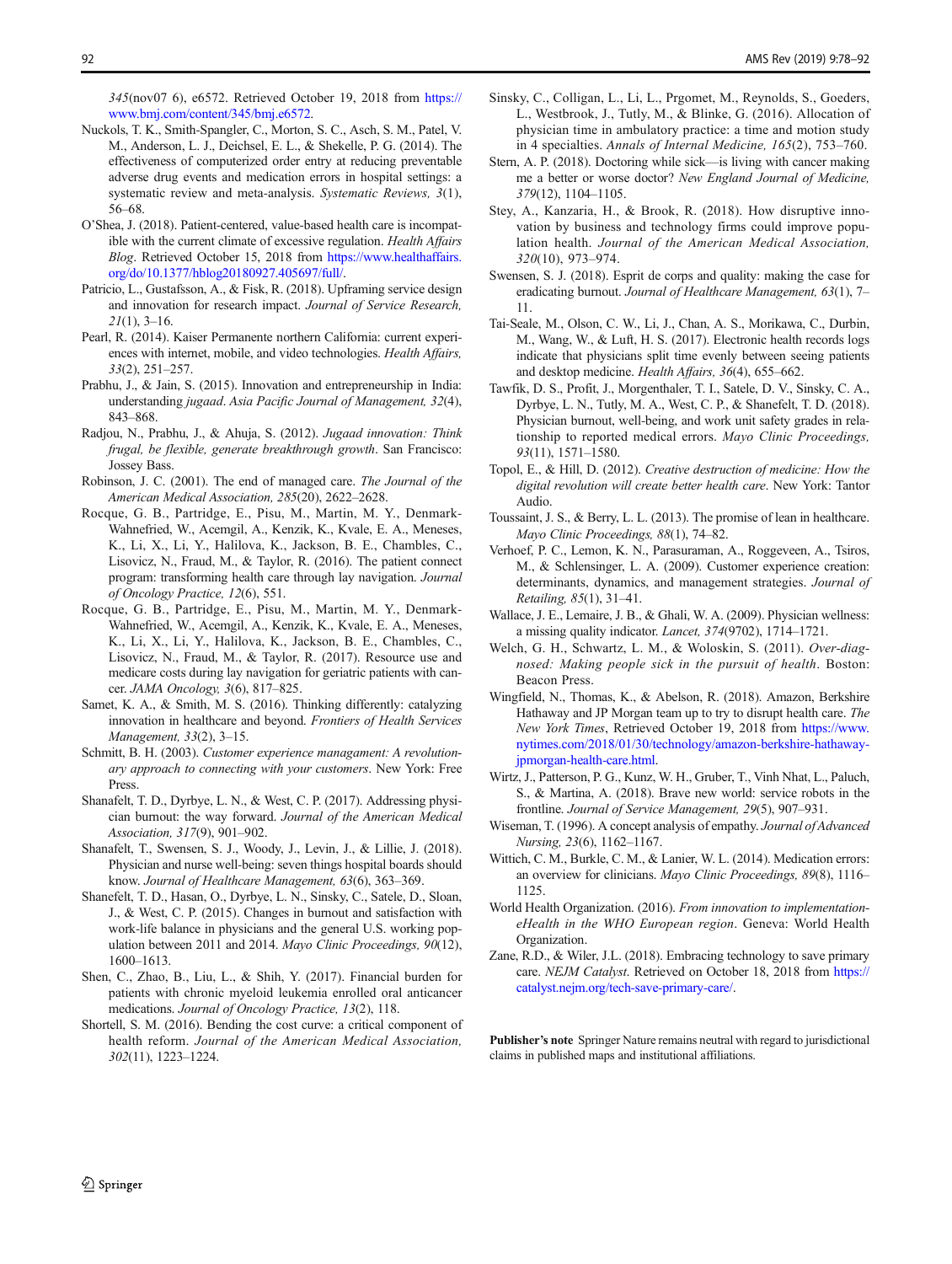345(nov07 6), e6572. Retrieved October 19, 2018 from https://www.bmj.com/content/345/bmj.e6572.

Nuckols, T. K., Smith-Spangler, C., Morton, S. C., Asch, S. M., Patel, V. M., Anderson, L. J., Deichsel, E. L., & Shekelle, P. G. (2014). The effectiveness of computerized order entry at reducing preventable adverse drug events and medication errors in hospital settings: a systematic review and meta-analysis. *Systematic Reviews, 3*(1), 56–68.

O'Shea, J. (2018). Patient-centered, value-based health care is incompatible with the current climate of excessive regulation. *Health Affairs Blog*. Retrieved October 15, 2018 from https://www.healthaffairs.org/do/10.1377/hblog20180927.405697/full/.

Patricio, L., Gustafsson, A., & Fisk, R. (2018). Upframing service design and innovation for research impact. *Journal of Service Research, 21*(1), 3–16.

Pearl, R. (2014). Kaiser Permanente northern California: current experiences with internet, mobile, and video technologies. *Health Affairs, 33*(2), 251–257.

Prabhu, J., & Jain, S. (2015). Innovation and entrepreneurship in India: understanding *jugaad*. *Asia Pacific Journal of Management, 32*(4), 843–868.

Radjou, N., Prabhu, J., & Ahuja, S. (2012). *Jugaad innovation: Think frugal, be flexible, generate breakthrough growth*. San Francisco: Jossey Bass.

Robinson, J. C. (2001). The end of managed care. *The Journal of the American Medical Association, 285*(20), 2622–2628.

Rocque, G. B., Partridge, E., Pisu, M., Martin, M. Y., Denmark-Wahnefried, W., Acemgil, A., Kenzik, K., Kvale, E. A., Meneses, K., Li, X., Li, Y., Halilova, K., Jackson, B. E., Chambles, C., Lisovicz, N., Fraud, M., & Taylor, R. (2016). The patient connect program: transforming health care through lay navigation. *Journal of Oncology Practice, 12*(6), 551.

Rocque, G. B., Partridge, E., Pisu, M., Martin, M. Y., Denmark-Wahnefried, W., Acemgil, A., Kenzik, K., Kvale, E. A., Meneses, K., Li, X., Li, Y., Halilova, K., Jackson, B. E., Chambles, C., Lisovicz, N., Fraud, M., & Taylor, R. (2017). Resource use and medicare costs during lay navigation for geriatric patients with cancer. *JAMA Oncology, 3*(6), 817–825.

Samet, K. A., & Smith, M. S. (2016). Thinking differently: catalyzing innovation in healthcare and beyond. *Frontiers of Health Services Management, 33*(2), 3–15.

Schmitt, B. H. (2003). *Customer experience managament: A revolutionary approach to connecting with your customers*. New York: Free Press.

Shanafelt, T. D., Dyrbye, L. N., & West, C. P. (2017). Addressing physician burnout: the way forward. *Journal of the American Medical Association, 317*(9), 901–902.

Shanafelt, T., Swensen, S. J., Woody, J., Levin, J., & Lillie, J. (2018). Physician and nurse well-being: seven things hospital boards should know. *Journal of Healthcare Management, 63*(6), 363–369.

Shanefelt, T. D., Hasan, O., Dyrbye, L. N., Sinsky, C., Satele, D., Sloan, J., & West, C. P. (2015). Changes in burnout and satisfaction with work-life balance in physicians and the general U.S. working population between 2011 and 2014. *Mayo Clinic Proceedings, 90*(12), 1600–1613.

Shen, C., Zhao, B., Liu, L., & Shih, Y. (2017). Financial burden for patients with chronic myeloid leukemia enrolled oral anticancer medications. *Journal of Oncology Practice, 13*(2), 118.

Shortell, S. M. (2016). Bending the cost curve: a critical component of health reform. *Journal of the American Medical Association, 302*(11), 1223–1224.

Sinsky, C., Colligan, L., Li, L., Prgomet, M., Reynolds, S., Goeders, L., Westbrook, J., Tutly, M., & Blinke, G. (2016). Allocation of physician time in ambulatory practice: a time and motion study in 4 specialties. *Annals of Internal Medicine, 165*(2), 753–760.

Stern, A. P. (2018). Doctoring while sick—is living with cancer making me a better or worse doctor? *New England Journal of Medicine, 379*(12), 1104–1105.

Stey, A., Kanzaria, H., & Brook, R. (2018). How disruptive innovation by business and technology firms could improve population health. *Journal of the American Medical Association, 320*(10), 973–974.

Swensen, S. J. (2018). Esprit de corps and quality: making the case for eradicating burnout. *Journal of Healthcare Management, 63*(1), 7–11.

Tai-Seale, M., Olson, C. W., Li, J., Chan, A. S., Morikawa, C., Durbin, M., Wang, W., & Luft, H. S. (2017). Electronic health records logs indicate that physicians split time evenly between seeing patients and desktop medicine. *Health Affairs, 36*(4), 655–662.

Tawfik, D. S., Profit, J., Morgenthaler, T. I., Satele, D. V., Sinsky, C. A., Dyrbye, L. N., Tutly, M. A., West, C. P., & Shanefelt, T. D. (2018). Physician burnout, well-being, and work unit safety grades in relationship to reported medical errors. *Mayo Clinic Proceedings, 93*(11), 1571–1580.

Topol, E., & Hill, D. (2012). *Creative destruction of medicine: How the digital revolution will create better health care*. New York: Tantor Audio.

Toussaint, J. S., & Berry, L. L. (2013). The promise of lean in healthcare. *Mayo Clinic Proceedings, 88*(1), 74–82.

Verhoef, P. C., Lemon, K. N., Parasuraman, A., Roggeveen, A., Tsiros, M., & Schlensinger, L. A. (2009). Customer experience creation: determinants, dynamics, and management strategies. *Journal of Retailing, 85*(1), 31–41.

Wallace, J. E., Lemaire, J. B., & Ghali, W. A. (2009). Physician wellness: a missing quality indicator. *Lancet, 374*(9702), 1714–1721.

Welch, G. H., Schwartz, L. M., & Woloskin, S. (2011). *Over-diagnosed: Making people sick in the pursuit of health*. Boston: Beacon Press.

Wingfield, N., Thomas, K., & Abelson, R. (2018). Amazon, Berkshire Hathaway and JP Morgan team up to try to disrupt health care. *The New York Times*, Retrieved October 19, 2018 from https://www.nytimes.com/2018/01/30/technology/amazon-berkshire-hathaway-jpmorgan-health-care.html.

Wirtz, J., Patterson, P. G., Kunz, W. H., Gruber, T., Vinh Nhat, L., Paluch, S., & Martina, A. (2018). Brave new world: service robots in the frontline. *Journal of Service Management, 29*(5), 907–931.

Wiseman, T. (1996). A concept analysis of empathy. *Journal of Advanced Nursing, 23*(6), 1162–1167.

Wittich, C. M., Burkle, C. M., & Lanier, W. L. (2014). Medication errors: an overview for clinicians. *Mayo Clinic Proceedings, 89*(8), 1116–1125.

World Health Organization. (2016). *From innovation to implementation-eHealth in the WHO European region*. Geneva: World Health Organization.

Zane, R.D., & Wiler, J.L. (2018). Embracing technology to save primary care. *NEJM Catalyst*. Retrieved on October 18, 2018 from https://catalyst.nejm.org/tech-save-primary-care/.

**Publisher's note** Springer Nature remains neutral with regard to jurisdictional claims in published maps and institutional affiliations.